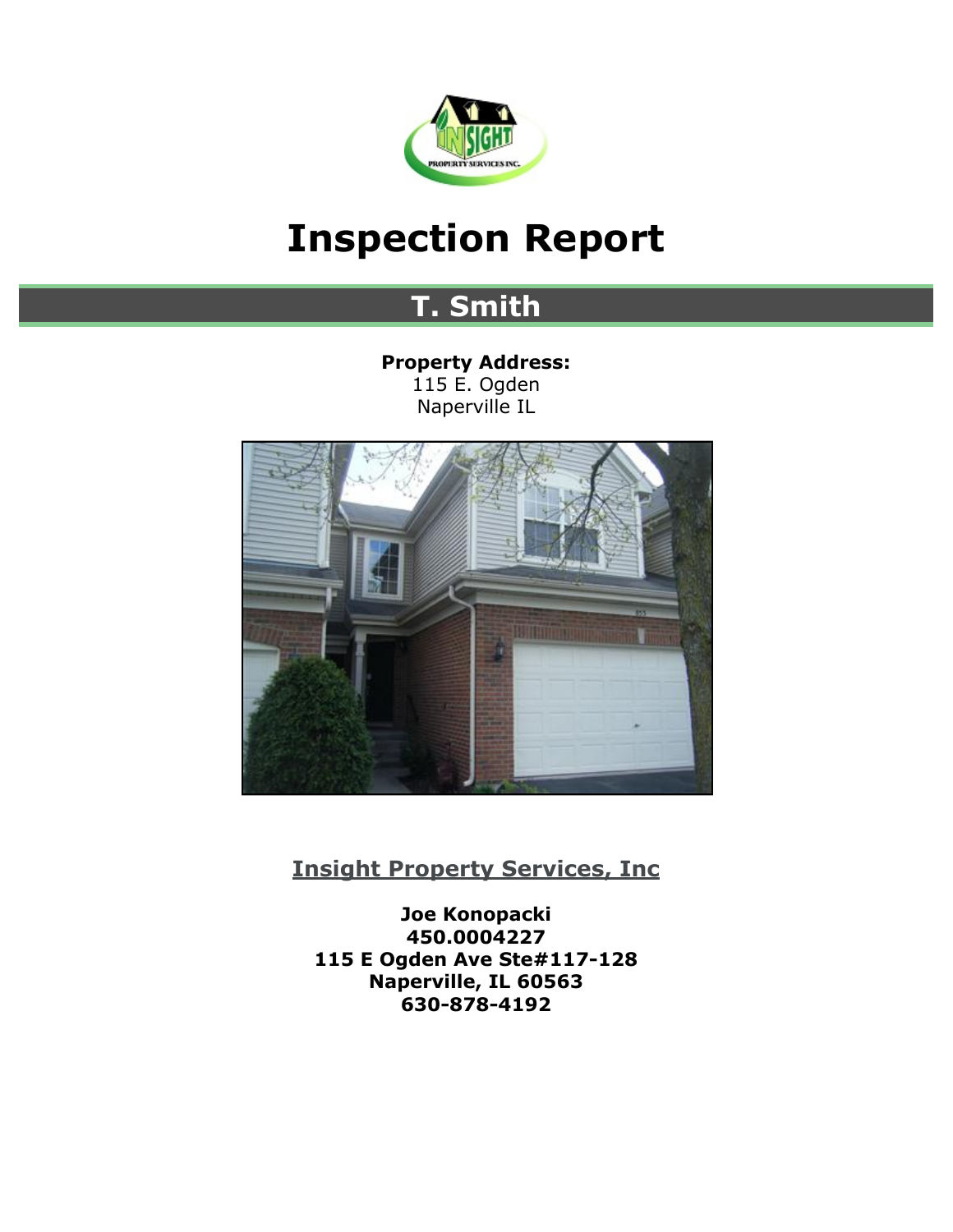# Inspection Report

## T. Smith

**Property Address:**
115 E. Ogden
Naperville IL

**Insight Property Services, Inc**

**Joe Konopacki**
**450.0004227**
**115 E Ogden Ave Ste#117-128**
**Naperville, IL 60563**
**630-878-4192**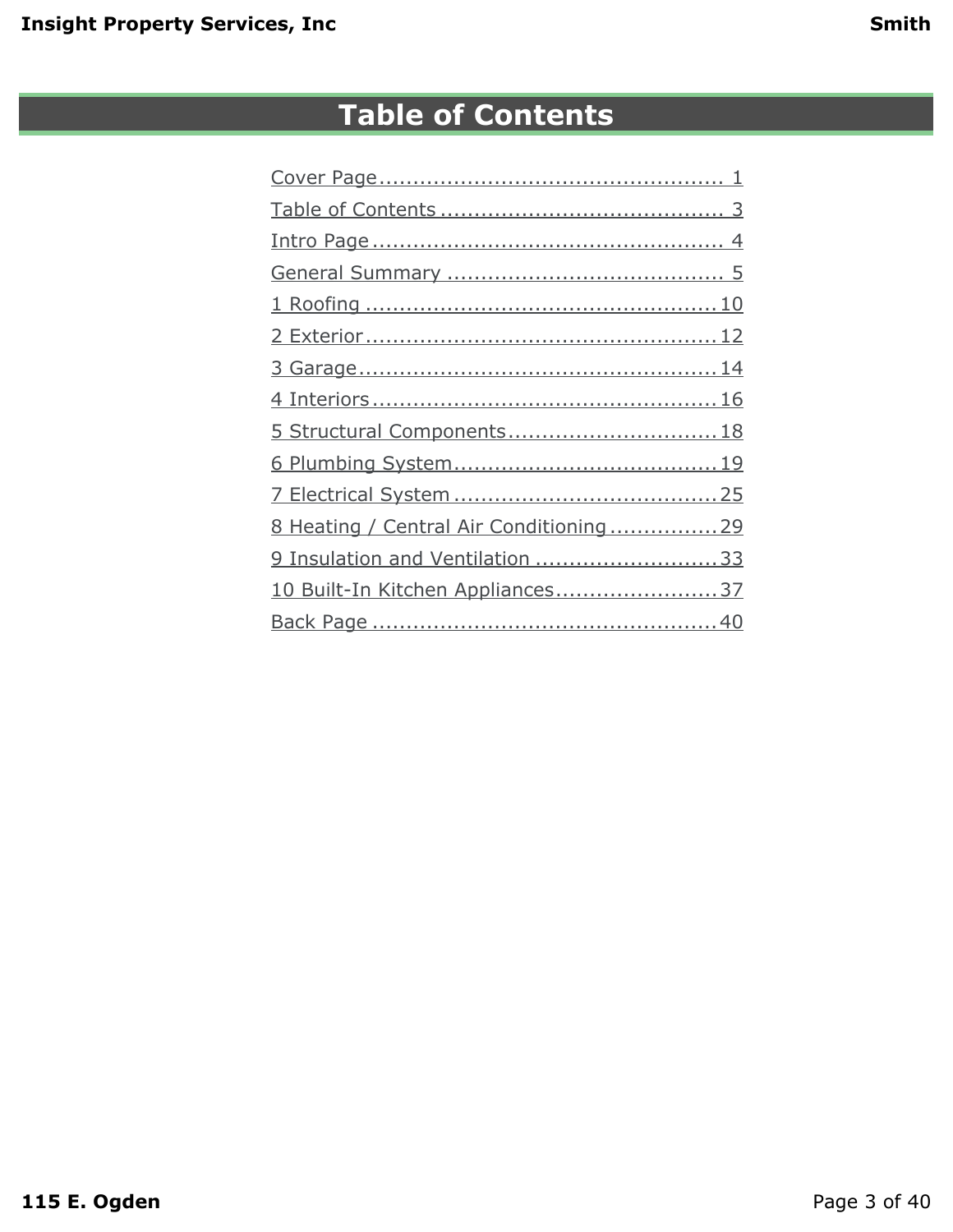# Table of Contents

Cover Page ........................................ 1
Table of Contents ................................ 3
Intro Page .......................................... 4
General Summary ................................ 5
1 Roofing ........................................... 10
2 Exterior ........................................... 12
3 Garage ............................................. 14
4 Interiors .......................................... 16
5 Structural Components ..................... 18
6 Plumbing System ............................. 19
7 Electrical System .............................. 25
8 Heating / Central Air Conditioning ....... 29
9 Insulation and Ventilation .................. 33
10 Built-In Kitchen Appliances ............... 37
Back Page .......................................... 40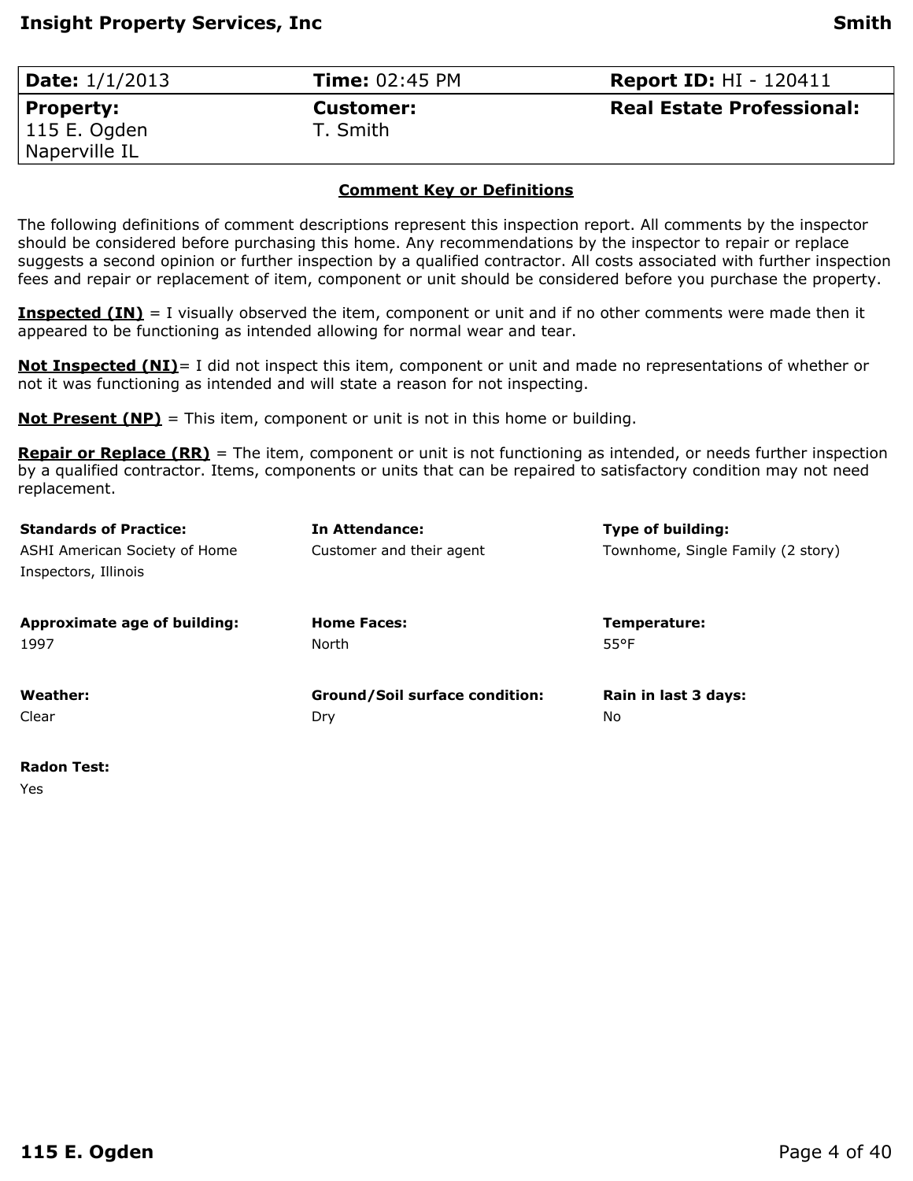| **Date:** 1/1/2013 | **Time:** 02:45 PM | **Report ID:** HI - 120411 |
|---|---|---|
| **Property:** 115 E. Ogden Naperville IL | **Customer:** T. Smith | **Real Estate Professional:** |

## Comment Key or Definitions

The following definitions of comment descriptions represent this inspection report. All comments by the inspector should be considered before purchasing this home. Any recommendations by the inspector to repair or replace suggests a second opinion or further inspection by a qualified contractor. All costs associated with further inspection fees and repair or replacement of item, component or unit should be considered before you purchase the property.

**Inspected (IN)** = I visually observed the item, component or unit and if no other comments were made then it appeared to be functioning as intended allowing for normal wear and tear.

**Not Inspected (NI)**= I did not inspect this item, component or unit and made no representations of whether or not it was functioning as intended and will state a reason for not inspecting.

**Not Present (NP)** = This item, component or unit is not in this home or building.

**Repair or Replace (RR)** = The item, component or unit is not functioning as intended, or needs further inspection by a qualified contractor. Items, components or units that can be repaired to satisfactory condition may not need replacement.

**Standards of Practice:**
ASHI American Society of Home Inspectors, Illinois

**In Attendance:**
Customer and their agent

**Type of building:**
Townhome, Single Family (2 story)

**Approximate age of building:**
1997

**Home Faces:**
North

**Temperature:**
55°F

**Weather:**
Clear

**Ground/Soil surface condition:**
Dry

**Rain in last 3 days:**
No

**Radon Test:**
Yes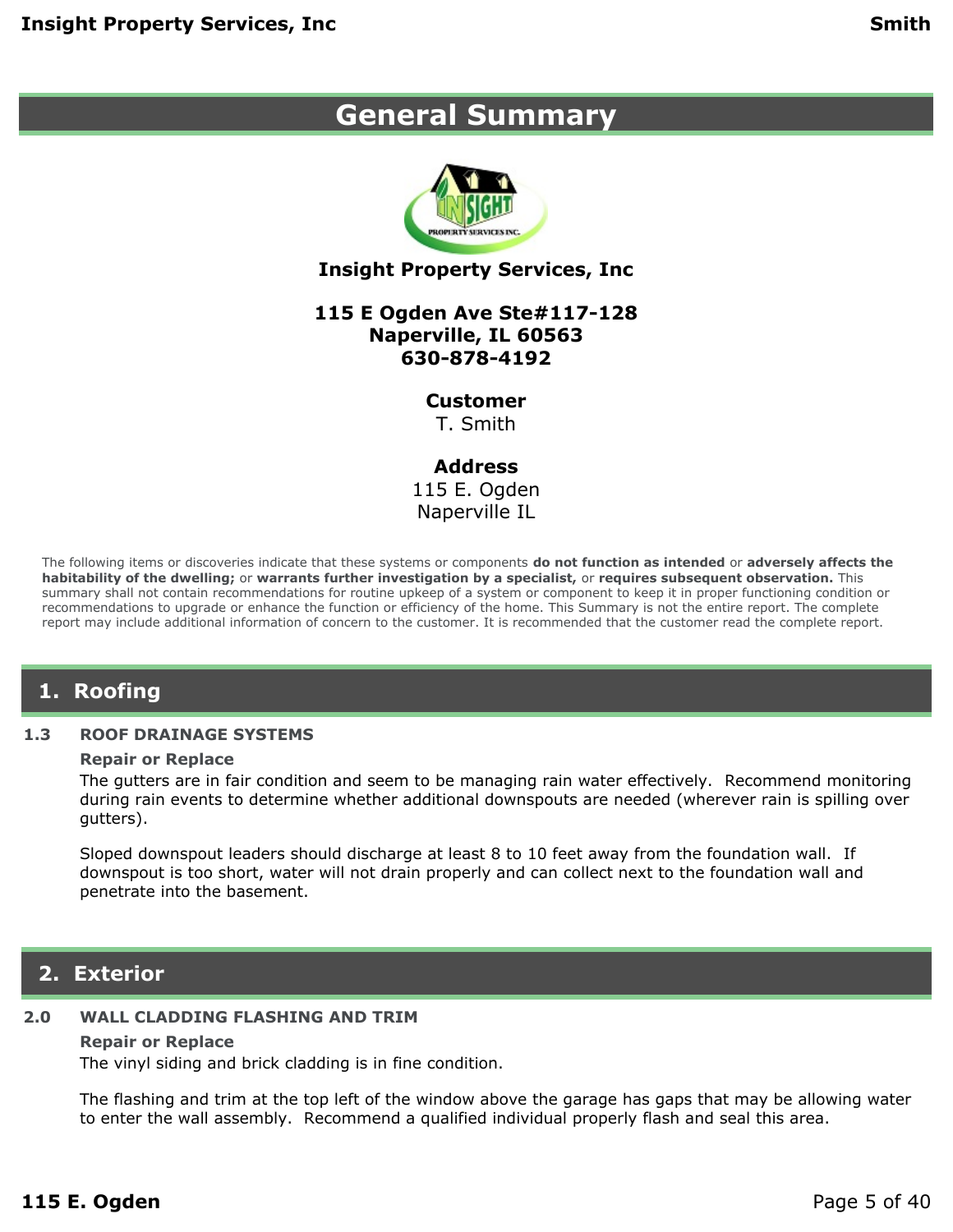# General Summary

**Insight Property Services, Inc**

**115 E Ogden Ave Ste#117-128**
**Naperville, IL 60563**
**630-878-4192**

**Customer**
T. Smith

**Address**
115 E. Ogden
Naperville IL

The following items or discoveries indicate that these systems or components **do not function as intended** or **adversely affects the habitability of the dwelling;** or **warrants further investigation by a specialist,** or **requires subsequent observation.** This summary shall not contain recommendations for routine upkeep of a system or component to keep it in proper functioning condition or recommendations to upgrade or enhance the function or efficiency of the home. This Summary is not the entire report. The complete report may include additional information of concern to the customer. It is recommended that the customer read the complete report.

## 1. Roofing

### 1.3 ROOF DRAINAGE SYSTEMS

**Repair or Replace**

The gutters are in fair condition and seem to be managing rain water effectively. Recommend monitoring during rain events to determine whether additional downspouts are needed (wherever rain is spilling over gutters).

Sloped downspout leaders should discharge at least 8 to 10 feet away from the foundation wall. If downspout is too short, water will not drain properly and can collect next to the foundation wall and penetrate into the basement.

## 2. Exterior

### 2.0 WALL CLADDING FLASHING AND TRIM

**Repair or Replace**

The vinyl siding and brick cladding is in fine condition.

The flashing and trim at the top left of the window above the garage has gaps that may be allowing water to enter the wall assembly. Recommend a qualified individual properly flash and seal this area.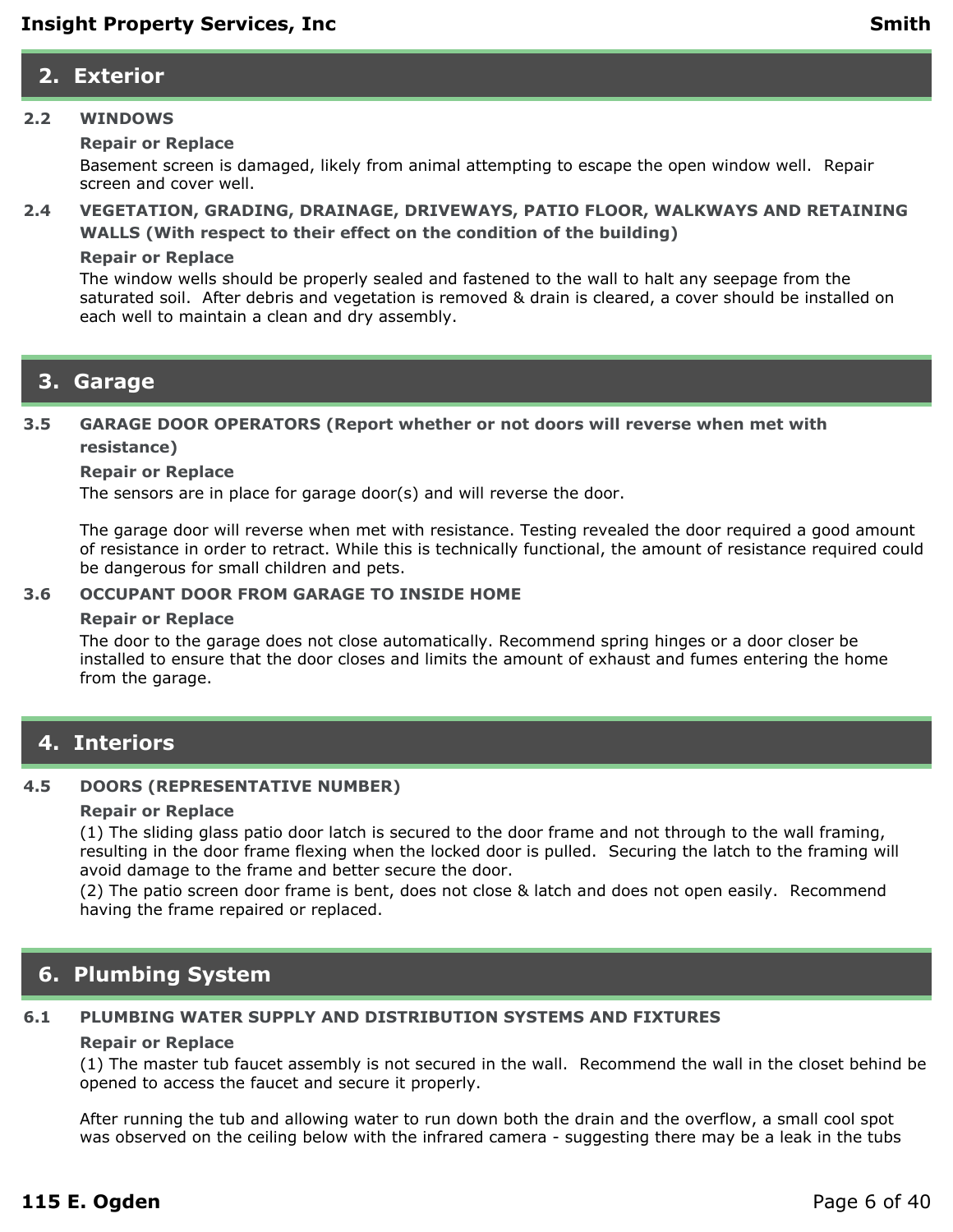## 2. Exterior

### 2.2 WINDOWS

**Repair or Replace**

Basement screen is damaged, likely from animal attempting to escape the open window well. Repair screen and cover well.

### 2.4 VEGETATION, GRADING, DRAINAGE, DRIVEWAYS, PATIO FLOOR, WALKWAYS AND RETAINING WALLS (With respect to their effect on the condition of the building)

**Repair or Replace**

The window wells should be properly sealed and fastened to the wall to halt any seepage from the saturated soil. After debris and vegetation is removed & drain is cleared, a cover should be installed on each well to maintain a clean and dry assembly.

## 3. Garage

### 3.5 GARAGE DOOR OPERATORS (Report whether or not doors will reverse when met with resistance)

**Repair or Replace**

The sensors are in place for garage door(s) and will reverse the door.

The garage door will reverse when met with resistance. Testing revealed the door required a good amount of resistance in order to retract. While this is technically functional, the amount of resistance required could be dangerous for small children and pets.

### 3.6 OCCUPANT DOOR FROM GARAGE TO INSIDE HOME

**Repair or Replace**

The door to the garage does not close automatically. Recommend spring hinges or a door closer be installed to ensure that the door closes and limits the amount of exhaust and fumes entering the home from the garage.

## 4. Interiors

### 4.5 DOORS (REPRESENTATIVE NUMBER)

**Repair or Replace**

(1) The sliding glass patio door latch is secured to the door frame and not through to the wall framing, resulting in the door frame flexing when the locked door is pulled. Securing the latch to the framing will avoid damage to the frame and better secure the door.

(2) The patio screen door frame is bent, does not close & latch and does not open easily. Recommend having the frame repaired or replaced.

## 6. Plumbing System

### 6.1 PLUMBING WATER SUPPLY AND DISTRIBUTION SYSTEMS AND FIXTURES

**Repair or Replace**

(1) The master tub faucet assembly is not secured in the wall. Recommend the wall in the closet behind be opened to access the faucet and secure it properly.

After running the tub and allowing water to run down both the drain and the overflow, a small cool spot was observed on the ceiling below with the infrared camera - suggesting there may be a leak in the tubs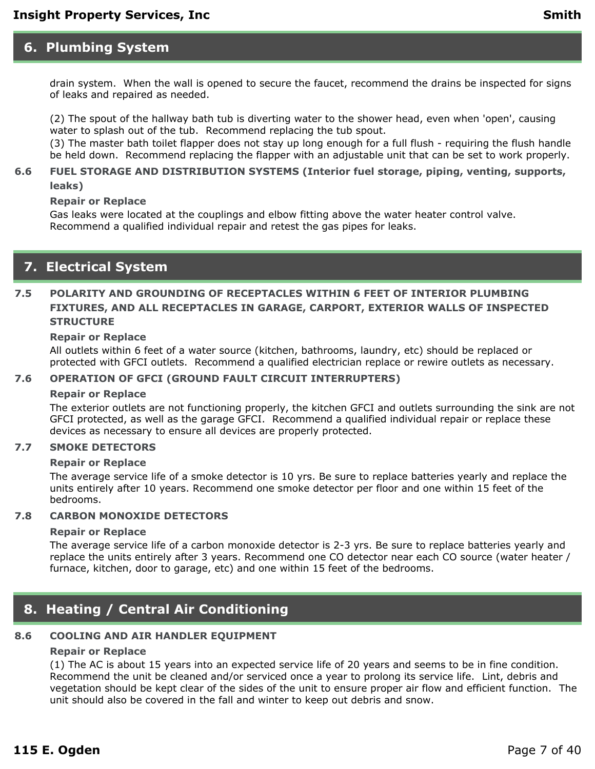## 6. Plumbing System

drain system. When the wall is opened to secure the faucet, recommend the drains be inspected for signs of leaks and repaired as needed.

(2) The spout of the hallway bath tub is diverting water to the shower head, even when 'open', causing water to splash out of the tub. Recommend replacing the tub spout.
(3) The master bath toilet flapper does not stay up long enough for a full flush - requiring the flush handle be held down. Recommend replacing the flapper with an adjustable unit that can be set to work properly.

### 6.6 FUEL STORAGE AND DISTRIBUTION SYSTEMS (Interior fuel storage, piping, venting, supports, leaks)

**Repair or Replace**

Gas leaks were located at the couplings and elbow fitting above the water heater control valve. Recommend a qualified individual repair and retest the gas pipes for leaks.

## 7. Electrical System

### 7.5 POLARITY AND GROUNDING OF RECEPTACLES WITHIN 6 FEET OF INTERIOR PLUMBING FIXTURES, AND ALL RECEPTACLES IN GARAGE, CARPORT, EXTERIOR WALLS OF INSPECTED STRUCTURE

**Repair or Replace**

All outlets within 6 feet of a water source (kitchen, bathrooms, laundry, etc) should be replaced or protected with GFCI outlets. Recommend a qualified electrician replace or rewire outlets as necessary.

### 7.6 OPERATION OF GFCI (GROUND FAULT CIRCUIT INTERRUPTERS)

**Repair or Replace**

The exterior outlets are not functioning properly, the kitchen GFCI and outlets surrounding the sink are not GFCI protected, as well as the garage GFCI. Recommend a qualified individual repair or replace these devices as necessary to ensure all devices are properly protected.

### 7.7 SMOKE DETECTORS

**Repair or Replace**

The average service life of a smoke detector is 10 yrs. Be sure to replace batteries yearly and replace the units entirely after 10 years. Recommend one smoke detector per floor and one within 15 feet of the bedrooms.

### 7.8 CARBON MONOXIDE DETECTORS

**Repair or Replace**

The average service life of a carbon monoxide detector is 2-3 yrs. Be sure to replace batteries yearly and replace the units entirely after 3 years. Recommend one CO detector near each CO source (water heater / furnace, kitchen, door to garage, etc) and one within 15 feet of the bedrooms.

## 8. Heating / Central Air Conditioning

### 8.6 COOLING AND AIR HANDLER EQUIPMENT

**Repair or Replace**

(1) The AC is about 15 years into an expected service life of 20 years and seems to be in fine condition. Recommend the unit be cleaned and/or serviced once a year to prolong its service life. Lint, debris and vegetation should be kept clear of the sides of the unit to ensure proper air flow and efficient function. The unit should also be covered in the fall and winter to keep out debris and snow.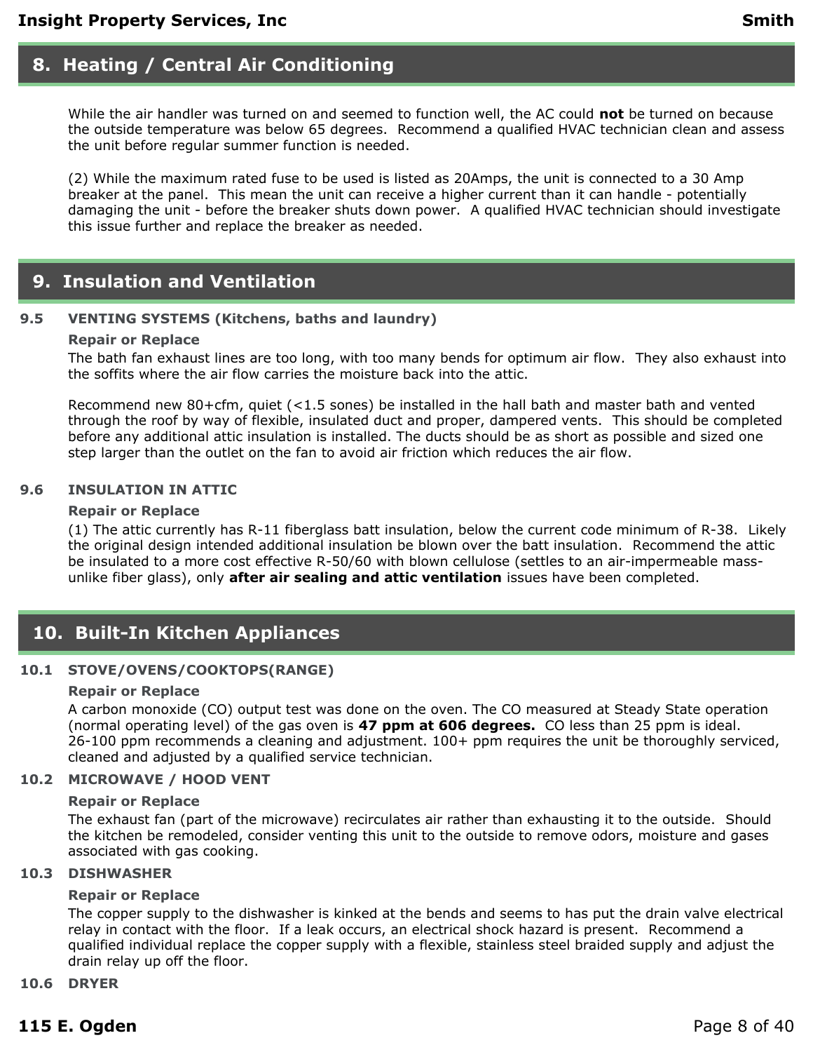## 8. Heating / Central Air Conditioning

While the air handler was turned on and seemed to function well, the AC could **not** be turned on because the outside temperature was below 65 degrees. Recommend a qualified HVAC technician clean and assess the unit before regular summer function is needed.

(2) While the maximum rated fuse to be used is listed as 20Amps, the unit is connected to a 30 Amp breaker at the panel. This mean the unit can receive a higher current than it can handle - potentially damaging the unit - before the breaker shuts down power. A qualified HVAC technician should investigate this issue further and replace the breaker as needed.

## 9. Insulation and Ventilation

### 9.5 VENTING SYSTEMS (Kitchens, baths and laundry)

**Repair or Replace**

The bath fan exhaust lines are too long, with too many bends for optimum air flow. They also exhaust into the soffits where the air flow carries the moisture back into the attic.

Recommend new 80+cfm, quiet (<1.5 sones) be installed in the hall bath and master bath and vented through the roof by way of flexible, insulated duct and proper, dampered vents. This should be completed before any additional attic insulation is installed. The ducts should be as short as possible and sized one step larger than the outlet on the fan to avoid air friction which reduces the air flow.

### 9.6 INSULATION IN ATTIC

**Repair or Replace**

(1) The attic currently has R-11 fiberglass batt insulation, below the current code minimum of R-38. Likely the original design intended additional insulation be blown over the batt insulation. Recommend the attic be insulated to a more cost effective R-50/60 with blown cellulose (settles to an air-impermeable mass- unlike fiber glass), only **after air sealing and attic ventilation** issues have been completed.

## 10. Built-In Kitchen Appliances

### 10.1 STOVE/OVENS/COOKTOPS(RANGE)

**Repair or Replace**

A carbon monoxide (CO) output test was done on the oven. The CO measured at Steady State operation (normal operating level) of the gas oven is **47 ppm at 606 degrees.** CO less than 25 ppm is ideal. 26-100 ppm recommends a cleaning and adjustment. 100+ ppm requires the unit be thoroughly serviced, cleaned and adjusted by a qualified service technician.

### 10.2 MICROWAVE / HOOD VENT

**Repair or Replace**

The exhaust fan (part of the microwave) recirculates air rather than exhausting it to the outside. Should the kitchen be remodeled, consider venting this unit to the outside to remove odors, moisture and gases associated with gas cooking.

### 10.3 DISHWASHER

**Repair or Replace**

The copper supply to the dishwasher is kinked at the bends and seems to has put the drain valve electrical relay in contact with the floor. If a leak occurs, an electrical shock hazard is present. Recommend a qualified individual replace the copper supply with a flexible, stainless steel braided supply and adjust the drain relay up off the floor.

### 10.6 DRYER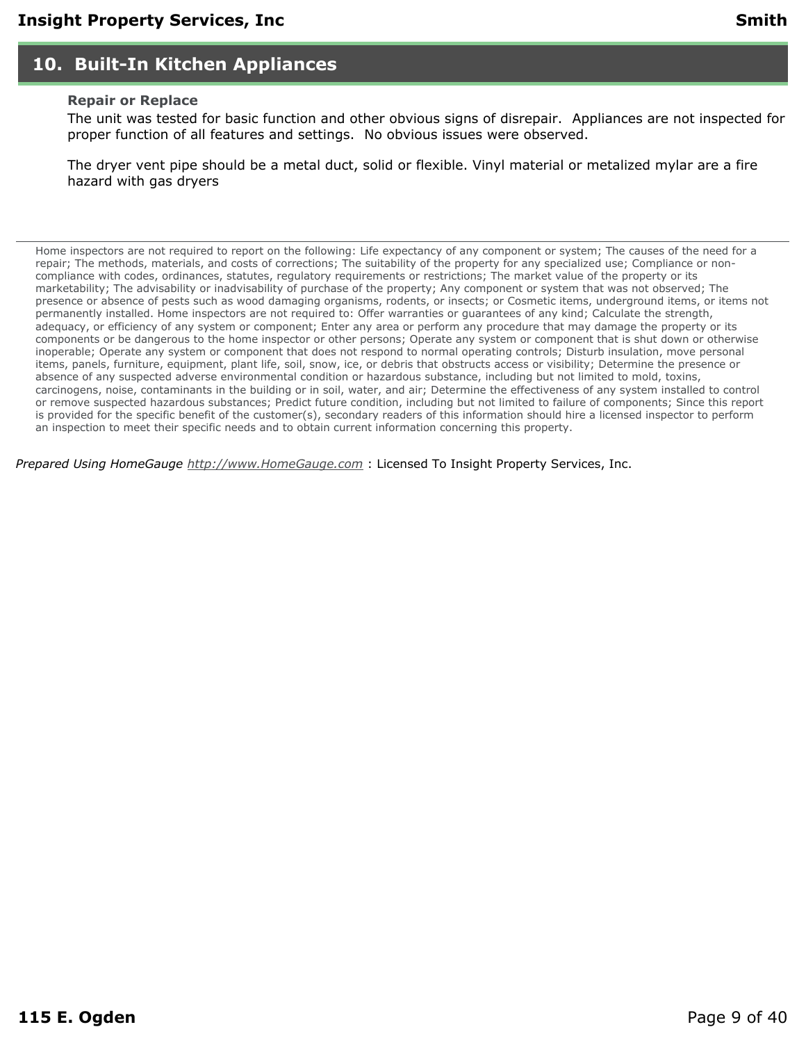## 10. Built-In Kitchen Appliances

**Repair or Replace**

The unit was tested for basic function and other obvious signs of disrepair. Appliances are not inspected for proper function of all features and settings. No obvious issues were observed.

The dryer vent pipe should be a metal duct, solid or flexible. Vinyl material or metalized mylar are a fire hazard with gas dryers

---

Home inspectors are not required to report on the following: Life expectancy of any component or system; The causes of the need for a repair; The methods, materials, and costs of corrections; The suitability of the property for any specialized use; Compliance or non-compliance with codes, ordinances, statutes, regulatory requirements or restrictions; The market value of the property or its marketability; The advisability or inadvisability of purchase of the property; Any component or system that was not observed; The presence or absence of pests such as wood damaging organisms, rodents, or insects; or Cosmetic items, underground items, or items not permanently installed. Home inspectors are not required to: Offer warranties or guarantees of any kind; Calculate the strength, adequacy, or efficiency of any system or component; Enter any area or perform any procedure that may damage the property or its components or be dangerous to the home inspector or other persons; Operate any system or component that is shut down or otherwise inoperable; Operate any system or component that does not respond to normal operating controls; Disturb insulation, move personal items, panels, furniture, equipment, plant life, soil, snow, ice, or debris that obstructs access or visibility; Determine the presence or absence of any suspected adverse environmental condition or hazardous substance, including but not limited to mold, toxins, carcinogens, noise, contaminants in the building or in soil, water, and air; Determine the effectiveness of any system installed to control or remove suspected hazardous substances; Predict future condition, including but not limited to failure of components; Since this report is provided for the specific benefit of the customer(s), secondary readers of this information should hire a licensed inspector to perform an inspection to meet their specific needs and to obtain current information concerning this property.

*Prepared Using HomeGauge http://www.HomeGauge.com* : Licensed To Insight Property Services, Inc.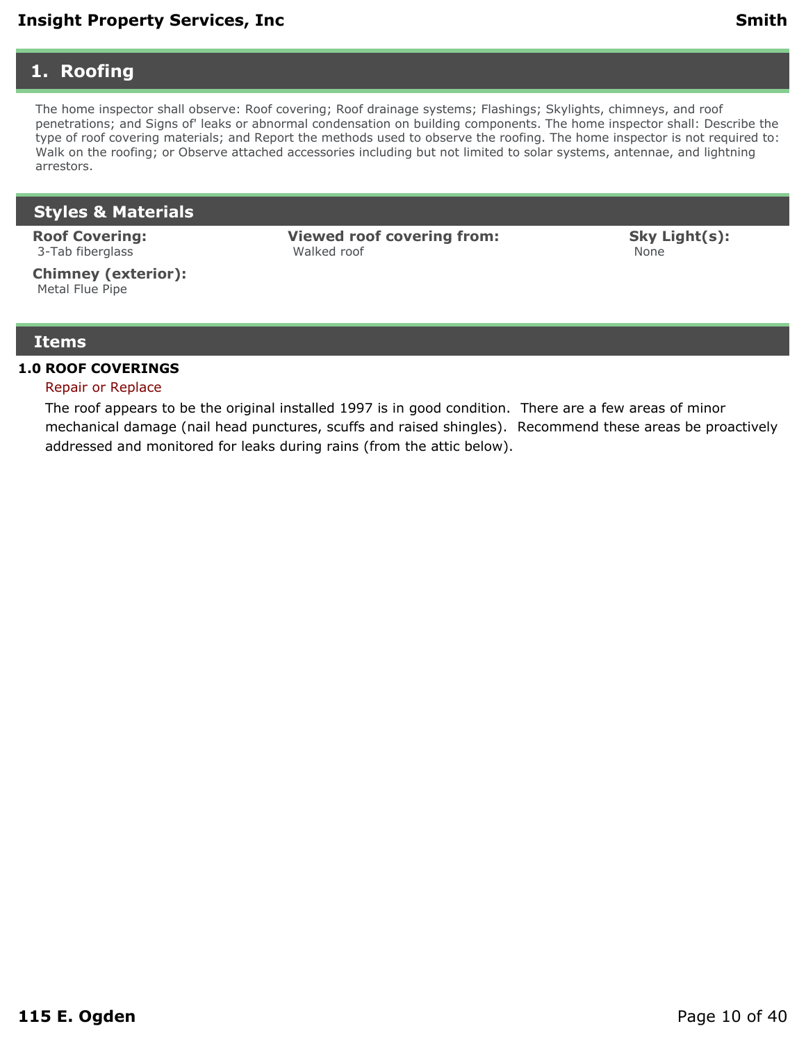# 1. Roofing

The home inspector shall observe: Roof covering; Roof drainage systems; Flashings; Skylights, chimneys, and roof penetrations; and Signs of' leaks or abnormal condensation on building components. The home inspector shall: Describe the type of roof covering materials; and Report the methods used to observe the roofing. The home inspector is not required to: Walk on the roofing; or Observe attached accessories including but not limited to solar systems, antennae, and lightning arrestors.

## Styles & Materials

**Roof Covering:**
3-Tab fiberglass

**Viewed roof covering from:**
Walked roof

**Sky Light(s):**
None

**Chimney (exterior):**
Metal Flue Pipe

## Items

**1.0 ROOF COVERINGS**

Repair or Replace

The roof appears to be the original installed 1997 is in good condition. There are a few areas of minor mechanical damage (nail head punctures, scuffs and raised shingles). Recommend these areas be proactively addressed and monitored for leaks during rains (from the attic below).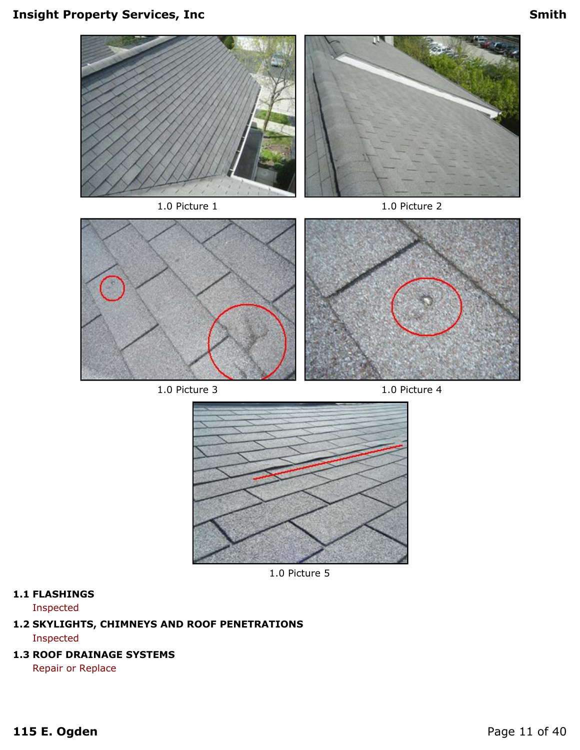1.0 Picture 1

1.0 Picture 2

1.0 Picture 3

1.0 Picture 4

1.0 Picture 5

**1.1 FLASHINGS**

Inspected

**1.2 SKYLIGHTS, CHIMNEYS AND ROOF PENETRATIONS**

Inspected

**1.3 ROOF DRAINAGE SYSTEMS**

Repair or Replace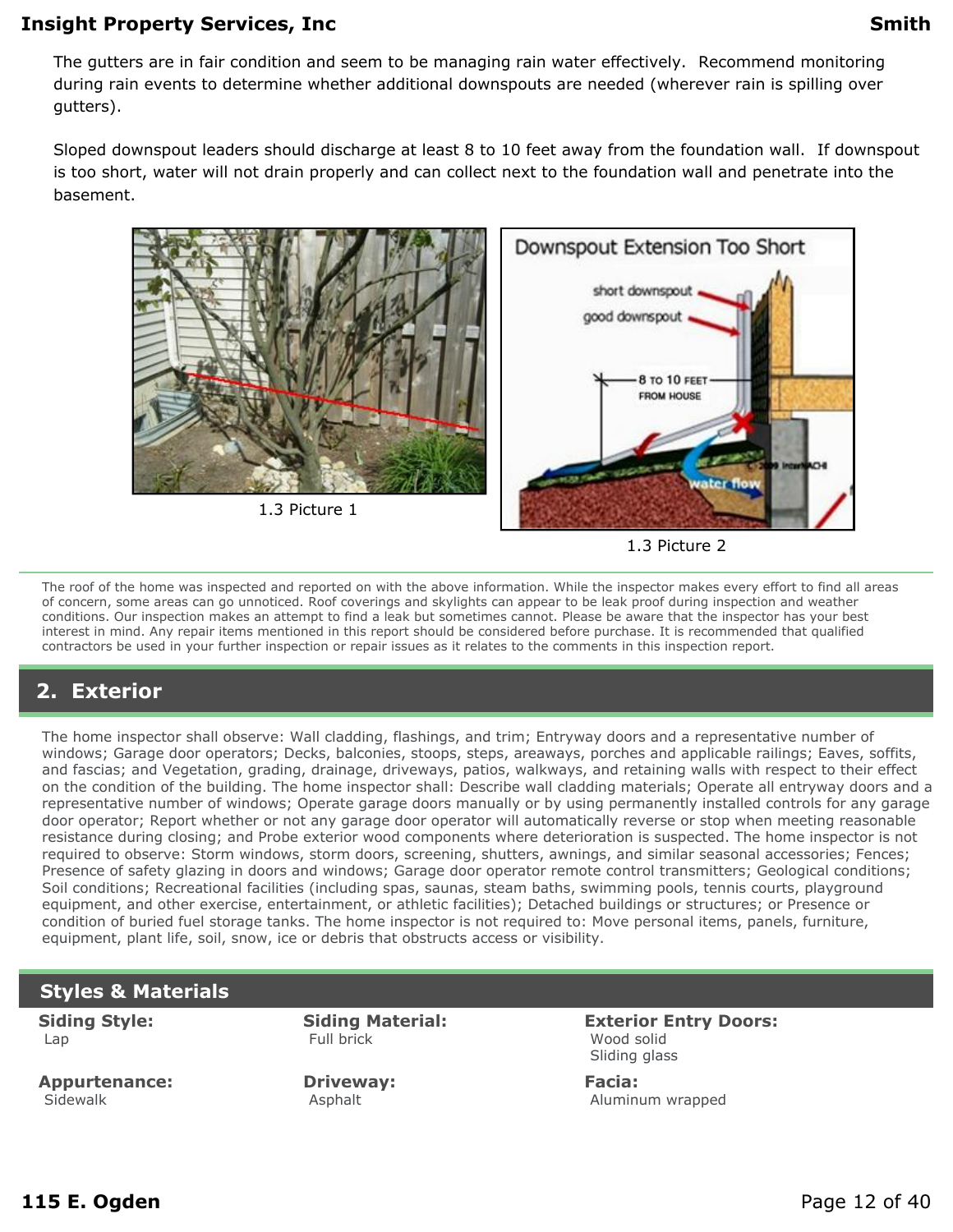The gutters are in fair condition and seem to be managing rain water effectively. Recommend monitoring during rain events to determine whether additional downspouts are needed (wherever rain is spilling over gutters).

Sloped downspout leaders should discharge at least 8 to 10 feet away from the foundation wall. If downspout is too short, water will not drain properly and can collect next to the foundation wall and penetrate into the basement.

1.3 Picture 1

1.3 Picture 2

The roof of the home was inspected and reported on with the above information. While the inspector makes every effort to find all areas of concern, some areas can go unnoticed. Roof coverings and skylights can appear to be leak proof during inspection and weather conditions. Our inspection makes an attempt to find a leak but sometimes cannot. Please be aware that the inspector has your best interest in mind. Any repair items mentioned in this report should be considered before purchase. It is recommended that qualified contractors be used in your further inspection or repair issues as it relates to the comments in this inspection report.

## 2. Exterior

The home inspector shall observe: Wall cladding, flashings, and trim; Entryway doors and a representative number of windows; Garage door operators; Decks, balconies, stoops, steps, areaways, porches and applicable railings; Eaves, soffits, and fascias; and Vegetation, grading, drainage, driveways, patios, walkways, and retaining walls with respect to their effect on the condition of the building. The home inspector shall: Describe wall cladding materials; Operate all entryway doors and a representative number of windows; Operate garage doors manually or by using permanently installed controls for any garage door operator; Report whether or not any garage door operator will automatically reverse or stop when meeting reasonable resistance during closing; and Probe exterior wood components where deterioration is suspected. The home inspector is not required to observe: Storm windows, storm doors, screening, shutters, awnings, and similar seasonal accessories; Fences; Presence of safety glazing in doors and windows; Garage door operator remote control transmitters; Geological conditions; Soil conditions; Recreational facilities (including spas, saunas, steam baths, swimming pools, tennis courts, playground equipment, and other exercise, entertainment, or athletic facilities); Detached buildings or structures; or Presence or condition of buried fuel storage tanks. The home inspector is not required to: Move personal items, panels, furniture, equipment, plant life, soil, snow, ice or debris that obstructs access or visibility.

### Styles & Materials

**Siding Style:**
Lap

**Siding Material:**
Full brick

**Exterior Entry Doors:**
Wood solid
Sliding glass

**Appurtenance:**
Sidewalk

**Driveway:**
Asphalt

**Facia:**
Aluminum wrapped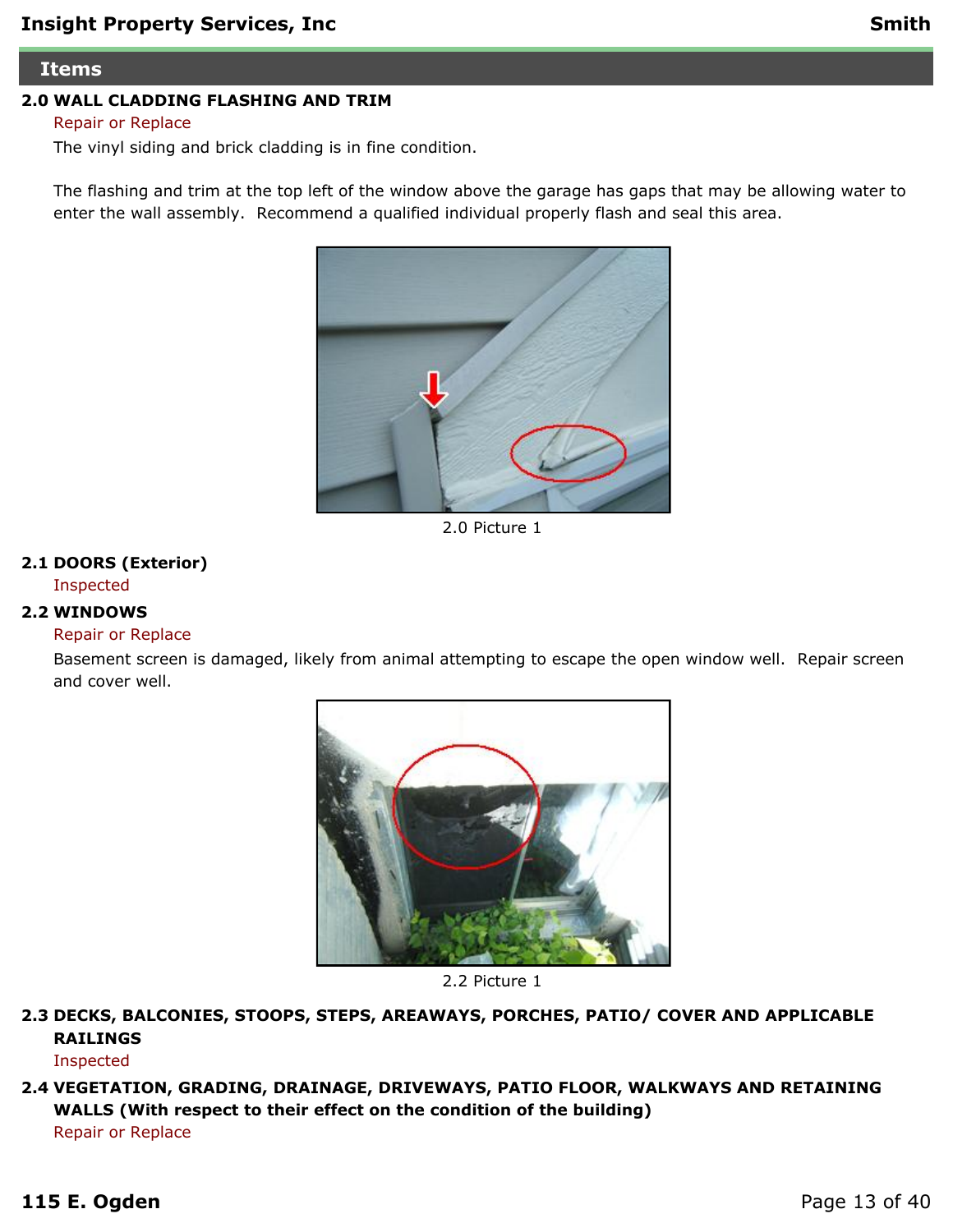## Items

### 2.0 WALL CLADDING FLASHING AND TRIM

Repair or Replace

The vinyl siding and brick cladding is in fine condition.

The flashing and trim at the top left of the window above the garage has gaps that may be allowing water to enter the wall assembly. Recommend a qualified individual properly flash and seal this area.

2.0 Picture 1

### 2.1 DOORS (Exterior)

Inspected

### 2.2 WINDOWS

Repair or Replace

Basement screen is damaged, likely from animal attempting to escape the open window well. Repair screen and cover well.

2.2 Picture 1

### 2.3 DECKS, BALCONIES, STOOPS, STEPS, AREAWAYS, PORCHES, PATIO/ COVER AND APPLICABLE RAILINGS

Inspected

### 2.4 VEGETATION, GRADING, DRAINAGE, DRIVEWAYS, PATIO FLOOR, WALKWAYS AND RETAINING WALLS (With respect to their effect on the condition of the building)

Repair or Replace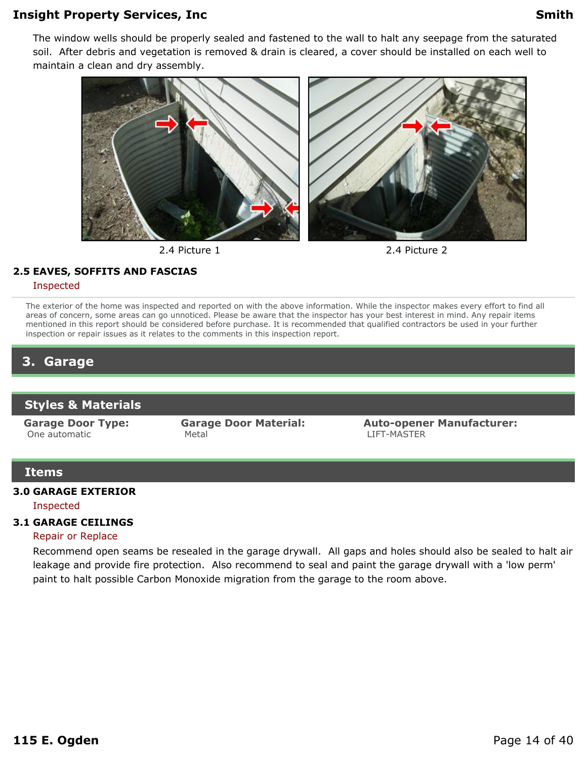The window wells should be properly sealed and fastened to the wall to halt any seepage from the saturated soil. After debris and vegetation is removed & drain is cleared, a cover should be installed on each well to maintain a clean and dry assembly.

2.4 Picture 1

2.4 Picture 2

**2.5 EAVES, SOFFITS AND FASCIAS**

Inspected

The exterior of the home was inspected and reported on with the above information. While the inspector makes every effort to find all areas of concern, some areas can go unnoticed. Please be aware that the inspector has your best interest in mind. Any repair items mentioned in this report should be considered before purchase. It is recommended that qualified contractors be used in your further inspection or repair issues as it relates to the comments in this inspection report.

# 3. Garage

## Styles & Materials

| Garage Door Type: | Garage Door Material: | Auto-opener Manufacturer: |
|---|---|---|
| One automatic | Metal | LIFT-MASTER |

## Items

**3.0 GARAGE EXTERIOR**

Inspected

**3.1 GARAGE CEILINGS**

Repair or Replace

Recommend open seams be resealed in the garage drywall. All gaps and holes should also be sealed to halt air leakage and provide fire protection. Also recommend to seal and paint the garage drywall with a 'low perm' paint to halt possible Carbon Monoxide migration from the garage to the room above.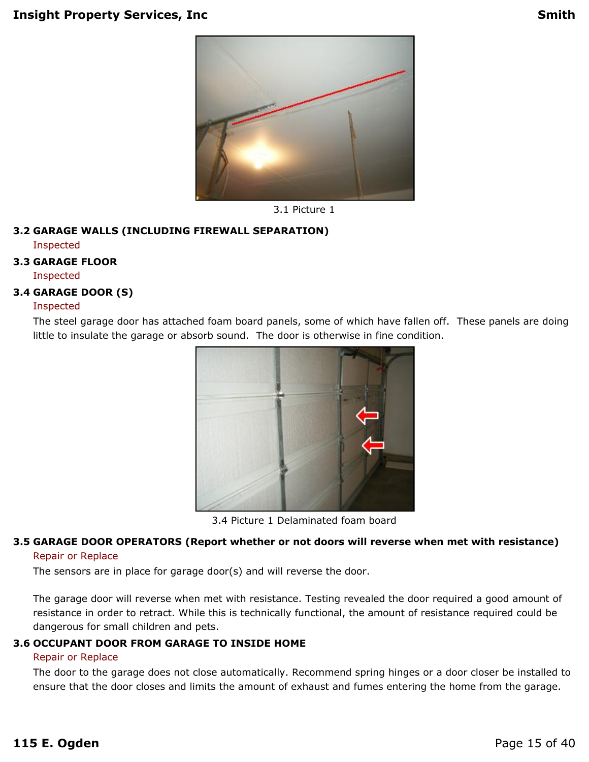3.1 Picture 1

### 3.2 GARAGE WALLS (INCLUDING FIREWALL SEPARATION)

Inspected

### 3.3 GARAGE FLOOR

Inspected

### 3.4 GARAGE DOOR (S)

Inspected

The steel garage door has attached foam board panels, some of which have fallen off. These panels are doing little to insulate the garage or absorb sound. The door is otherwise in fine condition.

3.4 Picture 1 Delaminated foam board

### 3.5 GARAGE DOOR OPERATORS (Report whether or not doors will reverse when met with resistance)

Repair or Replace

The sensors are in place for garage door(s) and will reverse the door.

The garage door will reverse when met with resistance. Testing revealed the door required a good amount of resistance in order to retract. While this is technically functional, the amount of resistance required could be dangerous for small children and pets.

### 3.6 OCCUPANT DOOR FROM GARAGE TO INSIDE HOME

Repair or Replace

The door to the garage does not close automatically. Recommend spring hinges or a door closer be installed to ensure that the door closes and limits the amount of exhaust and fumes entering the home from the garage.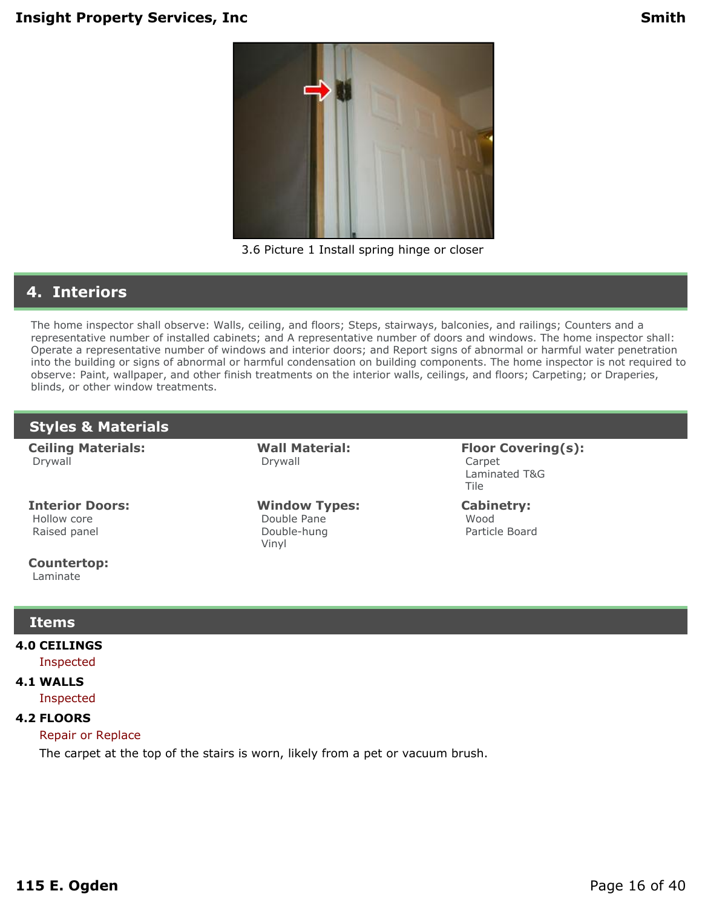3.6 Picture 1 Install spring hinge or closer

# 4. Interiors

The home inspector shall observe: Walls, ceiling, and floors; Steps, stairways, balconies, and railings; Counters and a representative number of installed cabinets; and A representative number of doors and windows. The home inspector shall: Operate a representative number of windows and interior doors; and Report signs of abnormal or harmful water penetration into the building or signs of abnormal or harmful condensation on building components. The home inspector is not required to observe: Paint, wallpaper, and other finish treatments on the interior walls, ceilings, and floors; Carpeting; or Draperies, blinds, or other window treatments.

## Styles & Materials

**Ceiling Materials:**
Drywall

**Wall Material:**
Drywall

**Floor Covering(s):**
Carpet
Laminated T&G
Tile

**Interior Doors:**
Hollow core
Raised panel

**Window Types:**
Double Pane
Double-hung
Vinyl

**Cabinetry:**
Wood
Particle Board

**Countertop:**
Laminate

## Items

**4.0 CEILINGS**

Inspected

**4.1 WALLS**

Inspected

**4.2 FLOORS**

Repair or Replace

The carpet at the top of the stairs is worn, likely from a pet or vacuum brush.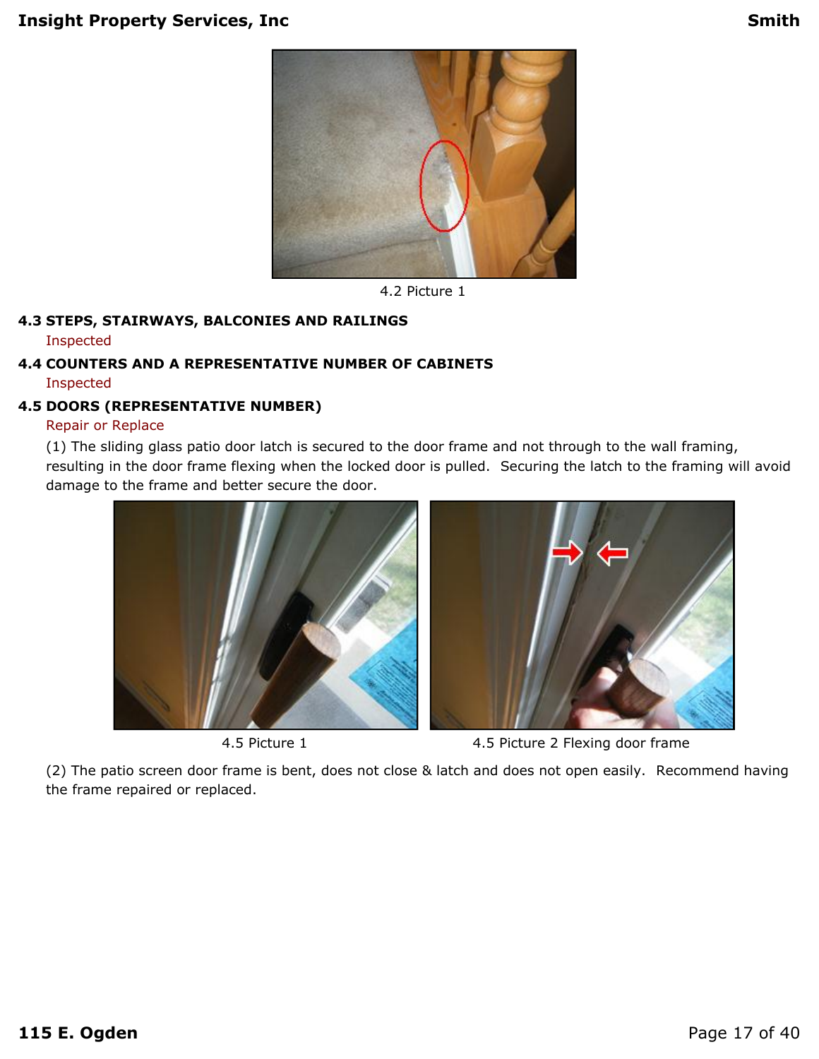4.2 Picture 1

### 4.3 STEPS, STAIRWAYS, BALCONIES AND RAILINGS

Inspected

### 4.4 COUNTERS AND A REPRESENTATIVE NUMBER OF CABINETS

Inspected

### 4.5 DOORS (REPRESENTATIVE NUMBER)

Repair or Replace

(1) The sliding glass patio door latch is secured to the door frame and not through to the wall framing, resulting in the door frame flexing when the locked door is pulled.  Securing the latch to the framing will avoid damage to the frame and better secure the door.

4.5 Picture 1

4.5 Picture 2 Flexing door frame

(2) The patio screen door frame is bent, does not close & latch and does not open easily.  Recommend having the frame repaired or replaced.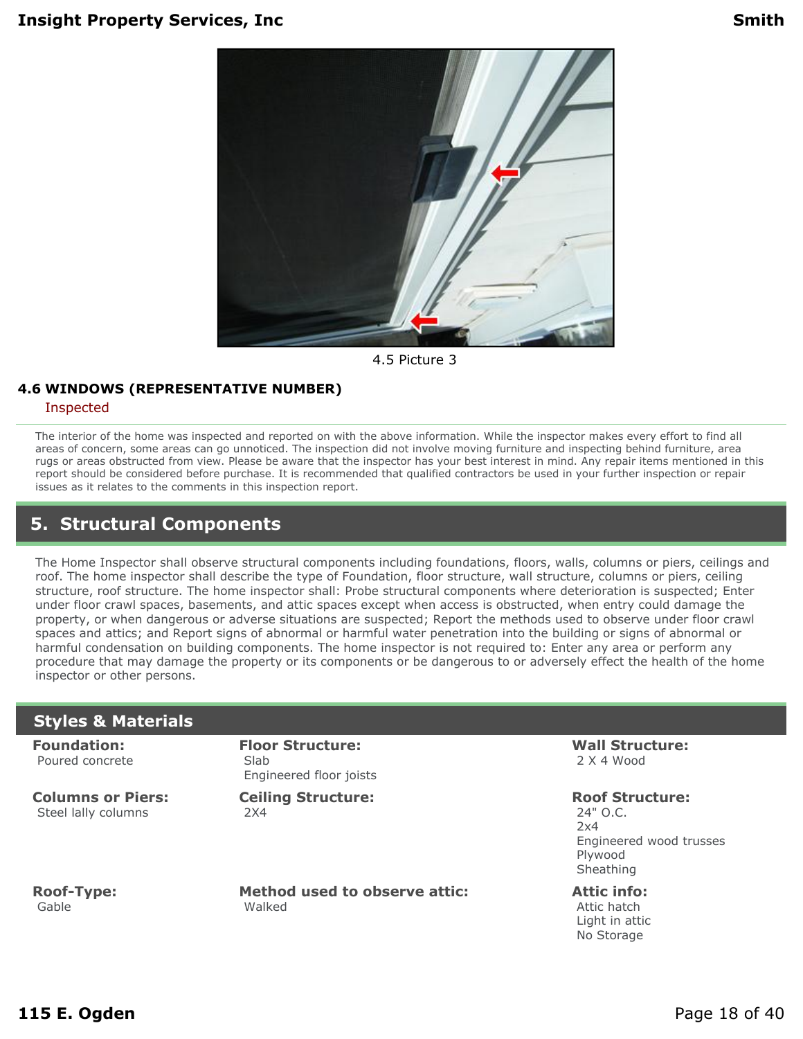4.5 Picture 3

### 4.6 WINDOWS (REPRESENTATIVE NUMBER)

Inspected

The interior of the home was inspected and reported on with the above information. While the inspector makes every effort to find all areas of concern, some areas can go unnoticed. The inspection did not involve moving furniture and inspecting behind furniture, area rugs or areas obstructed from view. Please be aware that the inspector has your best interest in mind. Any repair items mentioned in this report should be considered before purchase. It is recommended that qualified contractors be used in your further inspection or repair issues as it relates to the comments in this inspection report.

## 5. Structural Components

The Home Inspector shall observe structural components including foundations, floors, walls, columns or piers, ceilings and roof. The home inspector shall describe the type of Foundation, floor structure, wall structure, columns or piers, ceiling structure, roof structure. The home inspector shall: Probe structural components where deterioration is suspected; Enter under floor crawl spaces, basements, and attic spaces except when access is obstructed, when entry could damage the property, or when dangerous or adverse situations are suspected; Report the methods used to observe under floor crawl spaces and attics; and Report signs of abnormal or harmful water penetration into the building or signs of abnormal or harmful condensation on building components. The home inspector is not required to: Enter any area or perform any procedure that may damage the property or its components or be dangerous to or adversely effect the health of the home inspector or other persons.

### Styles & Materials

**Foundation:**
Poured concrete

**Floor Structure:**
Slab
Engineered floor joists

**Wall Structure:**
2 X 4 Wood

**Columns or Piers:**
Steel lally columns

**Ceiling Structure:**
2X4

**Roof Structure:**
24" O.C.
2x4
Engineered wood trusses
Plywood
Sheathing

**Roof-Type:**
Gable

**Method used to observe attic:**
Walked

**Attic info:**
Attic hatch
Light in attic
No Storage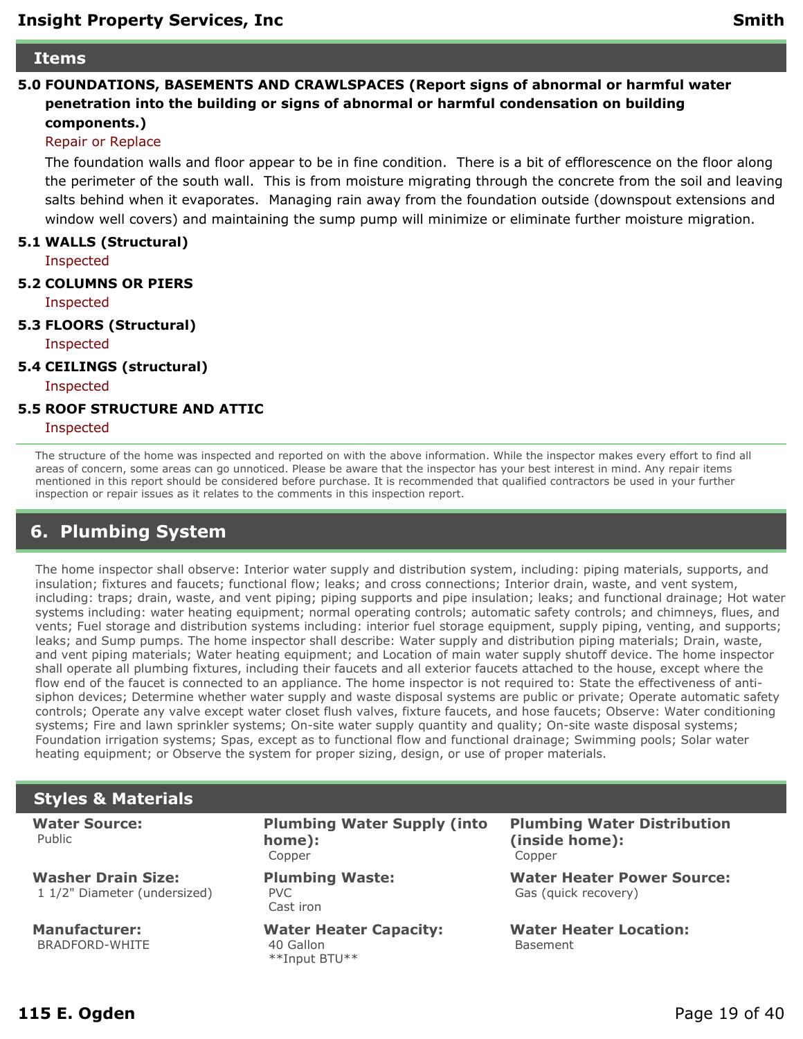## Items

**5.0 FOUNDATIONS, BASEMENTS AND CRAWLSPACES (Report signs of abnormal or harmful water penetration into the building or signs of abnormal or harmful condensation on building components.)**

Repair or Replace

The foundation walls and floor appear to be in fine condition. There is a bit of efflorescence on the floor along the perimeter of the south wall. This is from moisture migrating through the concrete from the soil and leaving salts behind when it evaporates. Managing rain away from the foundation outside (downspout extensions and window well covers) and maintaining the sump pump will minimize or eliminate further moisture migration.

**5.1 WALLS (Structural)**

Inspected

**5.2 COLUMNS OR PIERS**

Inspected

**5.3 FLOORS (Structural)**

Inspected

**5.4 CEILINGS (structural)**

Inspected

**5.5 ROOF STRUCTURE AND ATTIC**

Inspected

The structure of the home was inspected and reported on with the above information. While the inspector makes every effort to find all areas of concern, some areas can go unnoticed. Please be aware that the inspector has your best interest in mind. Any repair items mentioned in this report should be considered before purchase. It is recommended that qualified contractors be used in your further inspection or repair issues as it relates to the comments in this inspection report.

# 6. Plumbing System

The home inspector shall observe: Interior water supply and distribution system, including: piping materials, supports, and insulation; fixtures and faucets; functional flow; leaks; and cross connections; Interior drain, waste, and vent system, including: traps; drain, waste, and vent piping; piping supports and pipe insulation; leaks; and functional drainage; Hot water systems including: water heating equipment; normal operating controls; automatic safety controls; and chimneys, flues, and vents; Fuel storage and distribution systems including: interior fuel storage equipment, supply piping, venting, and supports; leaks; and Sump pumps. The home inspector shall describe: Water supply and distribution piping materials; Drain, waste, and vent piping materials; Water heating equipment; and Location of main water supply shutoff device. The home inspector shall operate all plumbing fixtures, including their faucets and all exterior faucets attached to the house, except where the flow end of the faucet is connected to an appliance. The home inspector is not required to: State the effectiveness of anti-siphon devices; Determine whether water supply and waste disposal systems are public or private; Operate automatic safety controls; Operate any valve except water closet flush valves, fixture faucets, and hose faucets; Observe: Water conditioning systems; Fire and lawn sprinkler systems; On-site water supply quantity and quality; On-site waste disposal systems; Foundation irrigation systems; Spas, except as to functional flow and functional drainage; Swimming pools; Solar water heating equipment; or Observe the system for proper sizing, design, or use of proper materials.

## Styles & Materials

**Water Source:**
Public

**Plumbing Water Supply (into home):**
Copper

**Plumbing Water Distribution (inside home):**
Copper

**Washer Drain Size:**
1 1/2" Diameter (undersized)

**Plumbing Waste:**
PVC
Cast iron

**Water Heater Power Source:**
Gas (quick recovery)

**Manufacturer:**
BRADFORD-WHITE

**Water Heater Capacity:**
40 Gallon
**Input BTU**

**Water Heater Location:**
Basement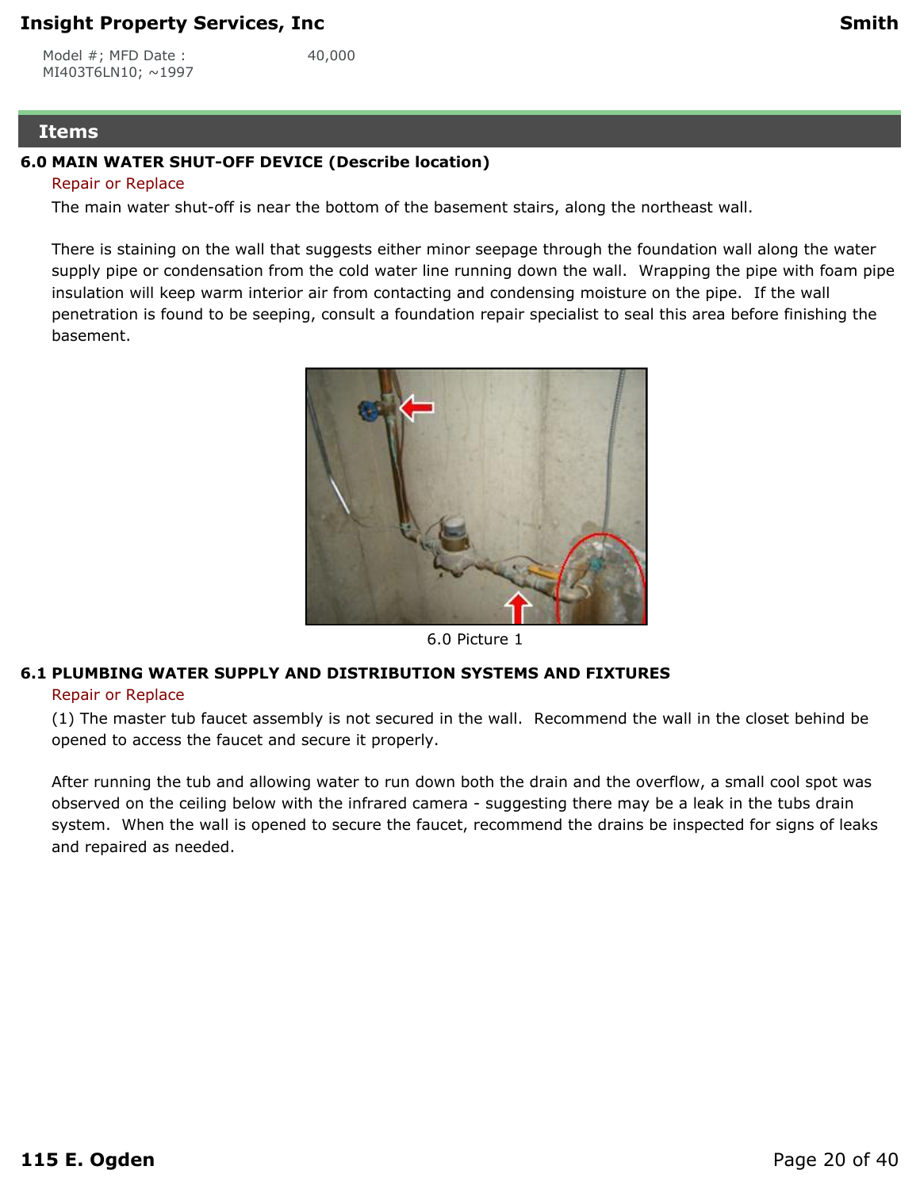Model #; MFD Date : MI403T6LN10; ~1997 | 40,000

## Items

### 6.0 MAIN WATER SHUT-OFF DEVICE (Describe location)

Repair or Replace

The main water shut-off is near the bottom of the basement stairs, along the northeast wall.

There is staining on the wall that suggests either minor seepage through the foundation wall along the water supply pipe or condensation from the cold water line running down the wall. Wrapping the pipe with foam pipe insulation will keep warm interior air from contacting and condensing moisture on the pipe. If the wall penetration is found to be seeping, consult a foundation repair specialist to seal this area before finishing the basement.

6.0 Picture 1

### 6.1 PLUMBING WATER SUPPLY AND DISTRIBUTION SYSTEMS AND FIXTURES

Repair or Replace

(1) The master tub faucet assembly is not secured in the wall. Recommend the wall in the closet behind be opened to access the faucet and secure it properly.

After running the tub and allowing water to run down both the drain and the overflow, a small cool spot was observed on the ceiling below with the infrared camera - suggesting there may be a leak in the tubs drain system. When the wall is opened to secure the faucet, recommend the drains be inspected for signs of leaks and repaired as needed.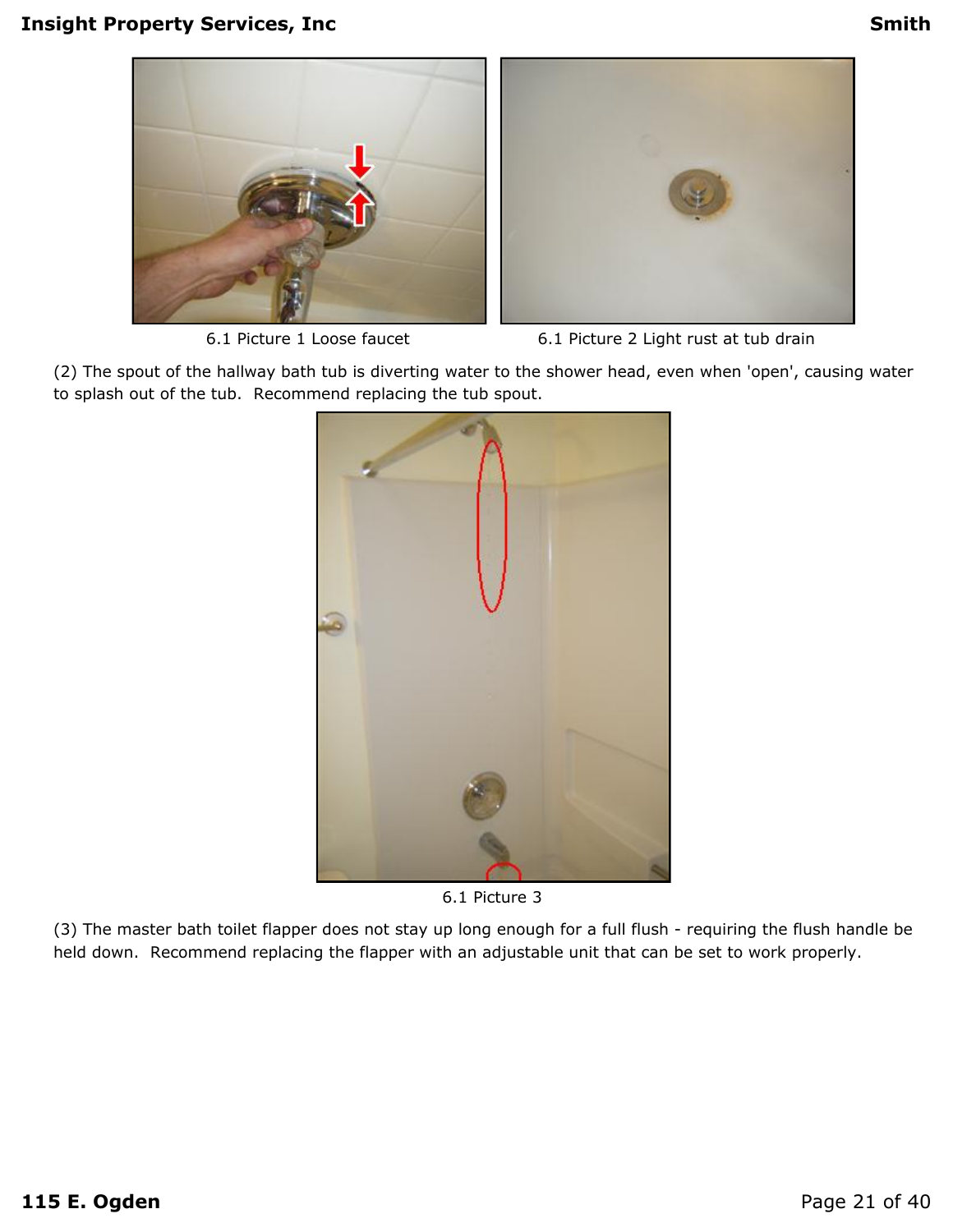6.1 Picture 1 Loose faucet

6.1 Picture 2 Light rust at tub drain

(2) The spout of the hallway bath tub is diverting water to the shower head, even when 'open', causing water to splash out of the tub. Recommend replacing the tub spout.

6.1 Picture 3

(3) The master bath toilet flapper does not stay up long enough for a full flush - requiring the flush handle be held down. Recommend replacing the flapper with an adjustable unit that can be set to work properly.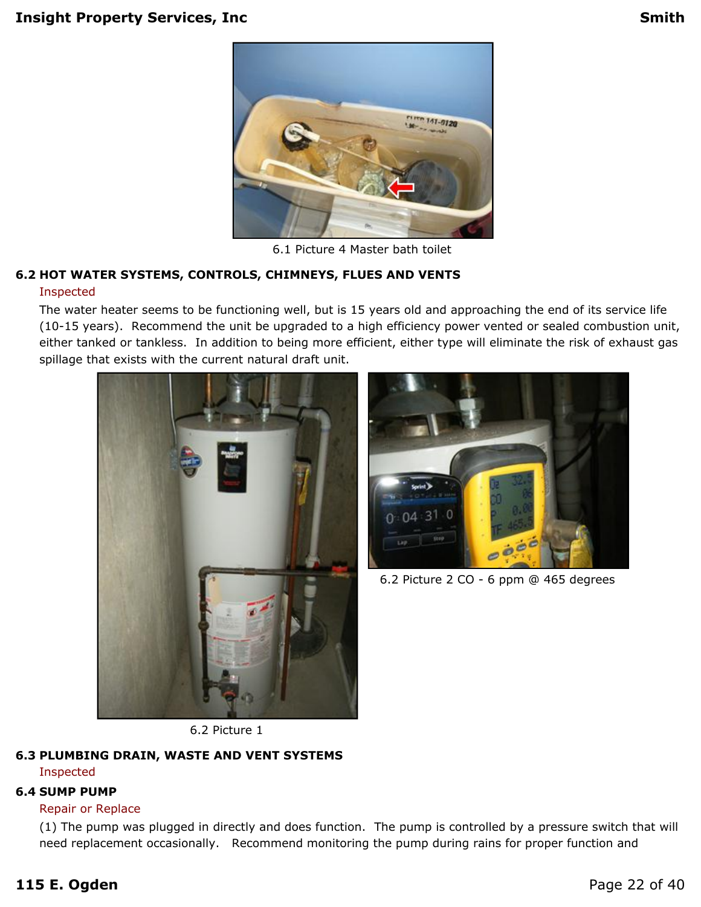6.1 Picture 4 Master bath toilet

## 6.2 HOT WATER SYSTEMS, CONTROLS, CHIMNEYS, FLUES AND VENTS

Inspected

The water heater seems to be functioning well, but is 15 years old and approaching the end of its service life (10-15 years). Recommend the unit be upgraded to a high efficiency power vented or sealed combustion unit, either tanked or tankless. In addition to being more efficient, either type will eliminate the risk of exhaust gas spillage that exists with the current natural draft unit.

6.2 Picture 1

6.2 Picture 2 CO - 6 ppm @ 465 degrees

## 6.3 PLUMBING DRAIN, WASTE AND VENT SYSTEMS

Inspected

## 6.4 SUMP PUMP

Repair or Replace

(1) The pump was plugged in directly and does function. The pump is controlled by a pressure switch that will need replacement occasionally. Recommend monitoring the pump during rains for proper function and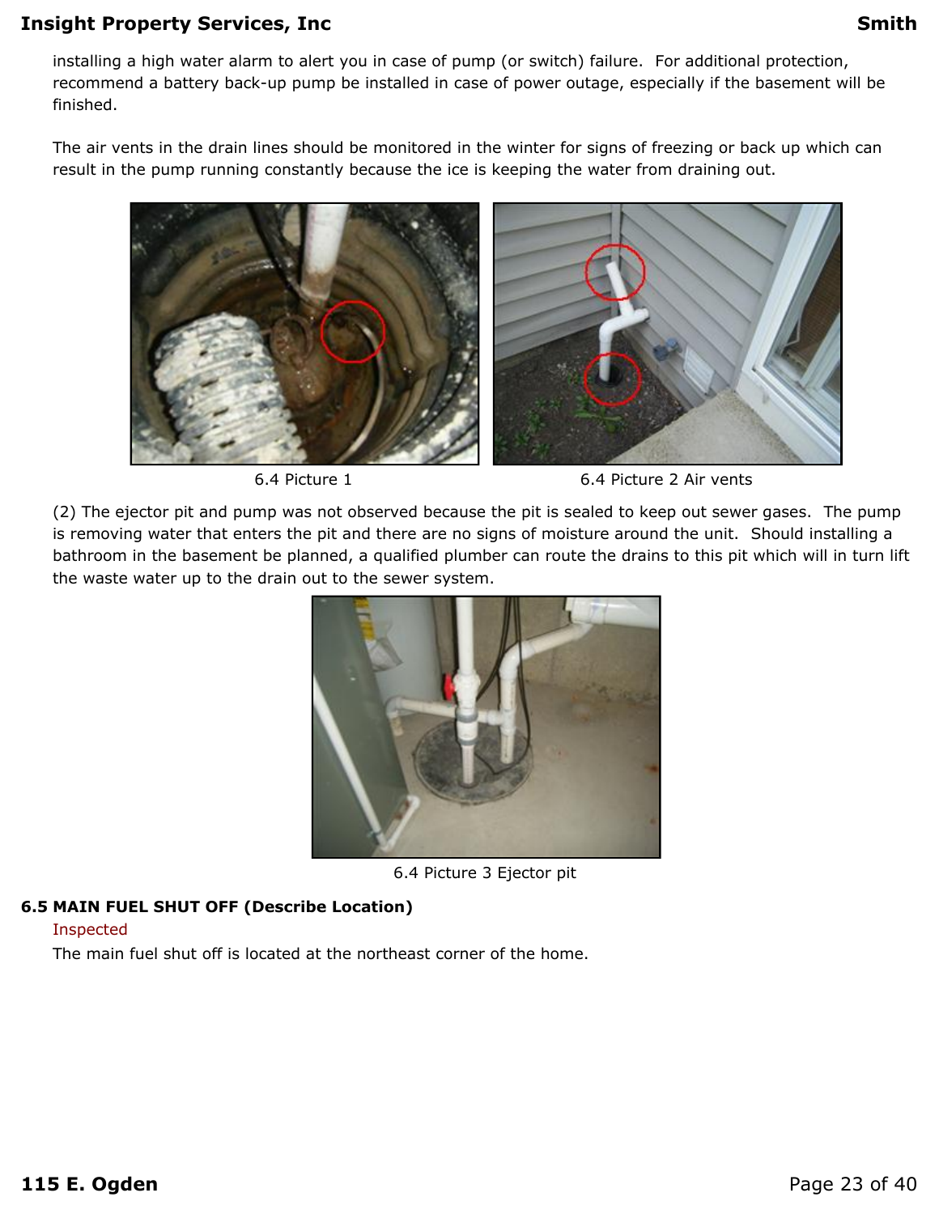installing a high water alarm to alert you in case of pump (or switch) failure. For additional protection, recommend a battery back-up pump be installed in case of power outage, especially if the basement will be finished.

The air vents in the drain lines should be monitored in the winter for signs of freezing or back up which can result in the pump running constantly because the ice is keeping the water from draining out.

6.4 Picture 1

6.4 Picture 2 Air vents

(2) The ejector pit and pump was not observed because the pit is sealed to keep out sewer gases. The pump is removing water that enters the pit and there are no signs of moisture around the unit. Should installing a bathroom in the basement be planned, a qualified plumber can route the drains to this pit which will in turn lift the waste water up to the drain out to the sewer system.

6.4 Picture 3 Ejector pit

**6.5 MAIN FUEL SHUT OFF (Describe Location)**

Inspected

The main fuel shut off is located at the northeast corner of the home.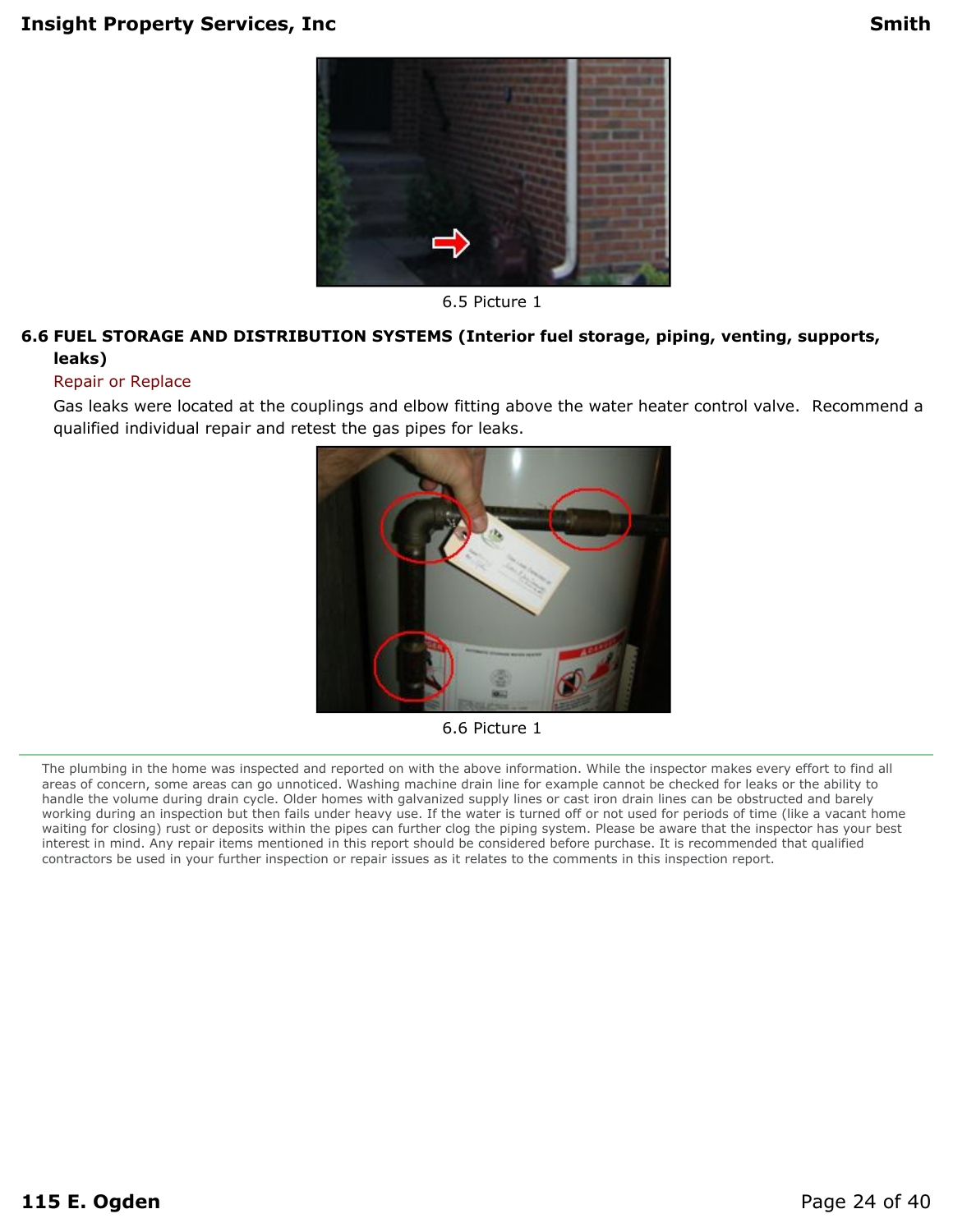6.5 Picture 1

### 6.6 FUEL STORAGE AND DISTRIBUTION SYSTEMS (Interior fuel storage, piping, venting, supports, leaks)

Repair or Replace

Gas leaks were located at the couplings and elbow fitting above the water heater control valve. Recommend a qualified individual repair and retest the gas pipes for leaks.

6.6 Picture 1

---

The plumbing in the home was inspected and reported on with the above information. While the inspector makes every effort to find all areas of concern, some areas can go unnoticed. Washing machine drain line for example cannot be checked for leaks or the ability to handle the volume during drain cycle. Older homes with galvanized supply lines or cast iron drain lines can be obstructed and barely working during an inspection but then fails under heavy use. If the water is turned off or not used for periods of time (like a vacant home waiting for closing) rust or deposits within the pipes can further clog the piping system. Please be aware that the inspector has your best interest in mind. Any repair items mentioned in this report should be considered before purchase. It is recommended that qualified contractors be used in your further inspection or repair issues as it relates to the comments in this inspection report.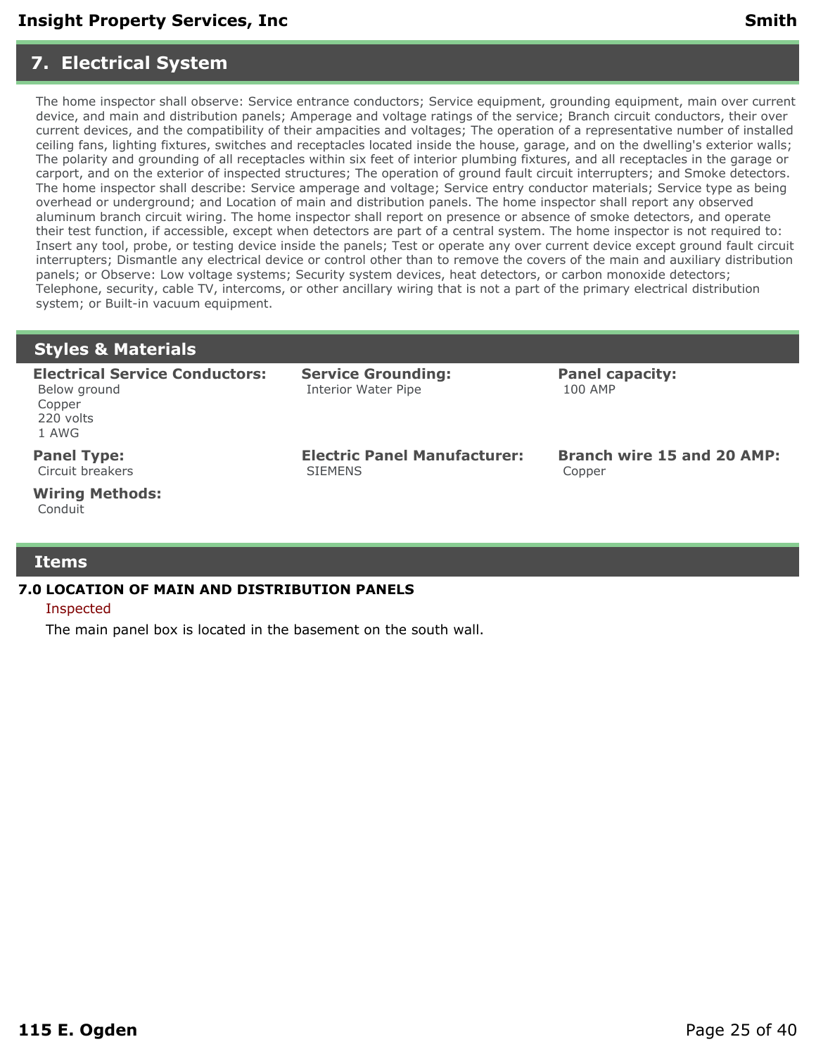# 7. Electrical System

The home inspector shall observe: Service entrance conductors; Service equipment, grounding equipment, main over current device, and main and distribution panels; Amperage and voltage ratings of the service; Branch circuit conductors, their over current devices, and the compatibility of their ampacities and voltages; The operation of a representative number of installed ceiling fans, lighting fixtures, switches and receptacles located inside the house, garage, and on the dwelling's exterior walls; The polarity and grounding of all receptacles within six feet of interior plumbing fixtures, and all receptacles in the garage or carport, and on the exterior of inspected structures; The operation of ground fault circuit interrupters; and Smoke detectors. The home inspector shall describe: Service amperage and voltage; Service entry conductor materials; Service type as being overhead or underground; and Location of main and distribution panels. The home inspector shall report any observed aluminum branch circuit wiring. The home inspector shall report on presence or absence of smoke detectors, and operate their test function, if accessible, except when detectors are part of a central system. The home inspector is not required to: Insert any tool, probe, or testing device inside the panels; Test or operate any over current device except ground fault circuit interrupters; Dismantle any electrical device or control other than to remove the covers of the main and auxiliary distribution panels; or Observe: Low voltage systems; Security system devices, heat detectors, or carbon monoxide detectors; Telephone, security, cable TV, intercoms, or other ancillary wiring that is not a part of the primary electrical distribution system; or Built-in vacuum equipment.

## Styles & Materials

**Electrical Service Conductors:**
Below ground
Copper
220 volts
1 AWG

**Service Grounding:**
Interior Water Pipe

**Panel capacity:**
100 AMP

**Panel Type:**
Circuit breakers

**Electric Panel Manufacturer:**
SIEMENS

**Branch wire 15 and 20 AMP:**
Copper

**Wiring Methods:**
Conduit

## Items

### 7.0 LOCATION OF MAIN AND DISTRIBUTION PANELS

Inspected

The main panel box is located in the basement on the south wall.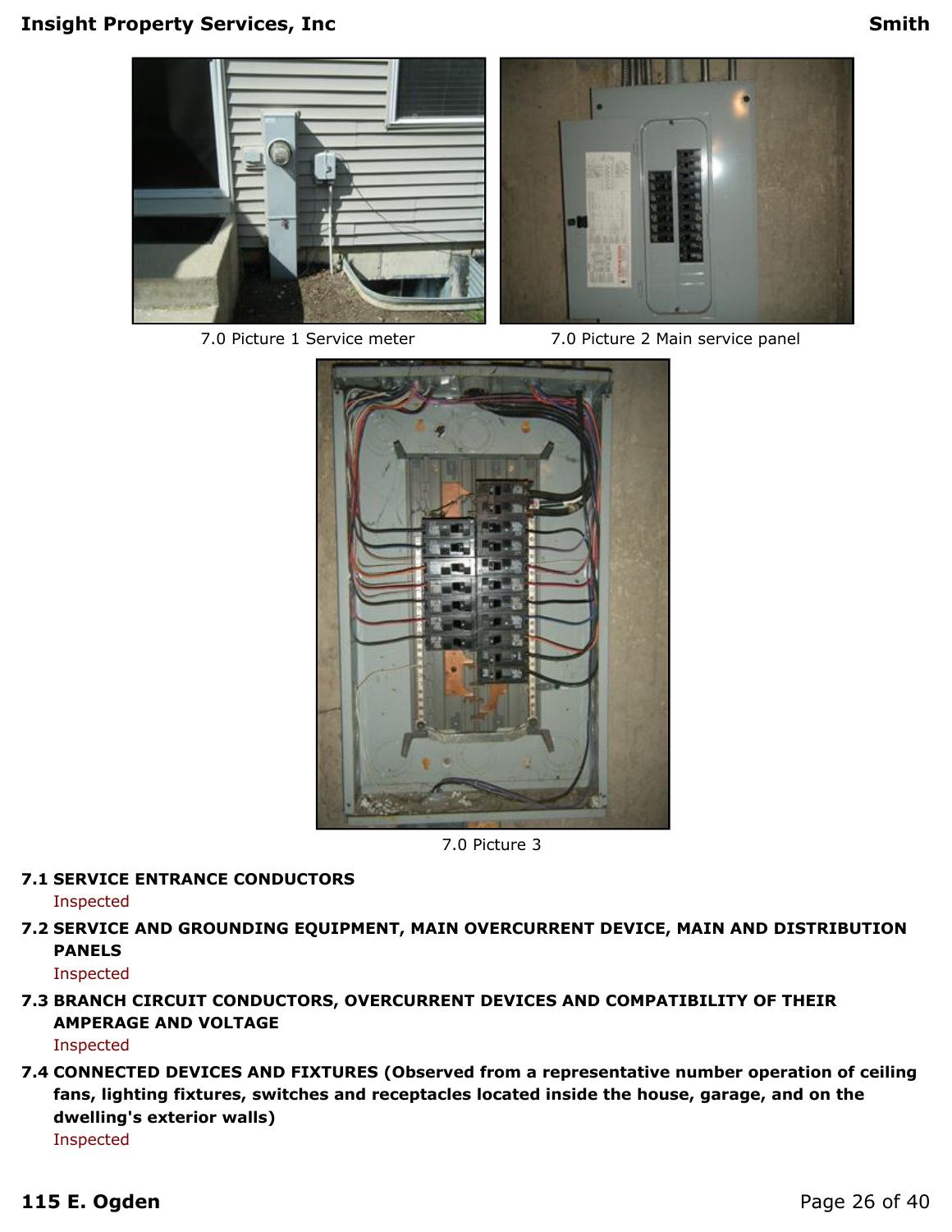7.0 Picture 1 Service meter

7.0 Picture 2 Main service panel

7.0 Picture 3

**7.1 SERVICE ENTRANCE CONDUCTORS**

Inspected

**7.2 SERVICE AND GROUNDING EQUIPMENT, MAIN OVERCURRENT DEVICE, MAIN AND DISTRIBUTION PANELS**

Inspected

**7.3 BRANCH CIRCUIT CONDUCTORS, OVERCURRENT DEVICES AND COMPATIBILITY OF THEIR AMPERAGE AND VOLTAGE**

Inspected

**7.4 CONNECTED DEVICES AND FIXTURES (Observed from a representative number operation of ceiling fans, lighting fixtures, switches and receptacles located inside the house, garage, and on the dwelling's exterior walls)**

Inspected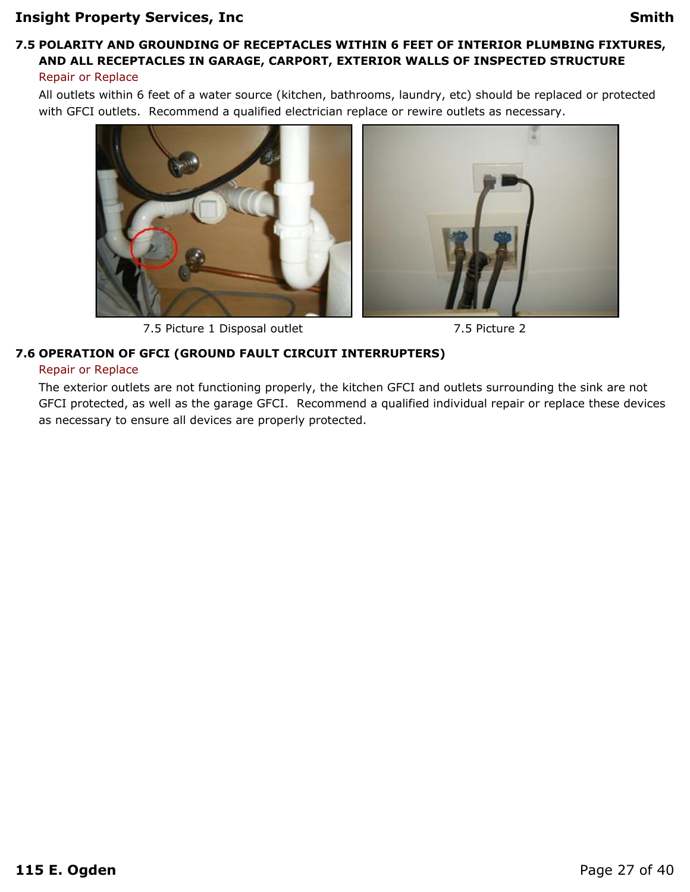### 7.5 POLARITY AND GROUNDING OF RECEPTACLES WITHIN 6 FEET OF INTERIOR PLUMBING FIXTURES, AND ALL RECEPTACLES IN GARAGE, CARPORT, EXTERIOR WALLS OF INSPECTED STRUCTURE

Repair or Replace

All outlets within 6 feet of a water source (kitchen, bathrooms, laundry, etc) should be replaced or protected with GFCI outlets. Recommend a qualified electrician replace or rewire outlets as necessary.

7.5 Picture 1 Disposal outlet

7.5 Picture 2

### 7.6 OPERATION OF GFCI (GROUND FAULT CIRCUIT INTERRUPTERS)

Repair or Replace

The exterior outlets are not functioning properly, the kitchen GFCI and outlets surrounding the sink are not GFCI protected, as well as the garage GFCI. Recommend a qualified individual repair or replace these devices as necessary to ensure all devices are properly protected.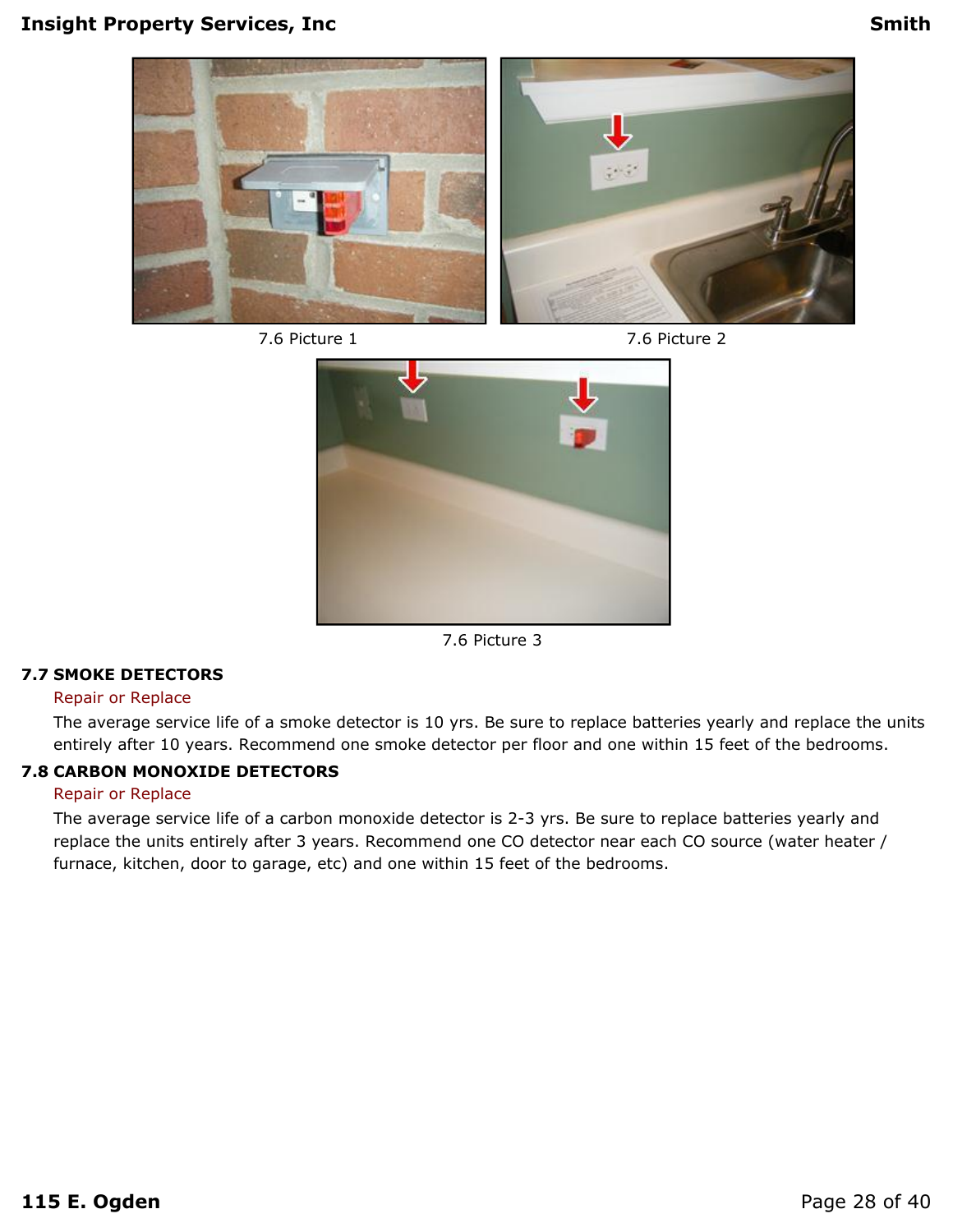7.6 Picture 1

7.6 Picture 2

7.6 Picture 3

## 7.7 SMOKE DETECTORS

Repair or Replace

The average service life of a smoke detector is 10 yrs. Be sure to replace batteries yearly and replace the units entirely after 10 years. Recommend one smoke detector per floor and one within 15 feet of the bedrooms.

## 7.8 CARBON MONOXIDE DETECTORS

Repair or Replace

The average service life of a carbon monoxide detector is 2-3 yrs. Be sure to replace batteries yearly and replace the units entirely after 3 years. Recommend one CO detector near each CO source (water heater / furnace, kitchen, door to garage, etc) and one within 15 feet of the bedrooms.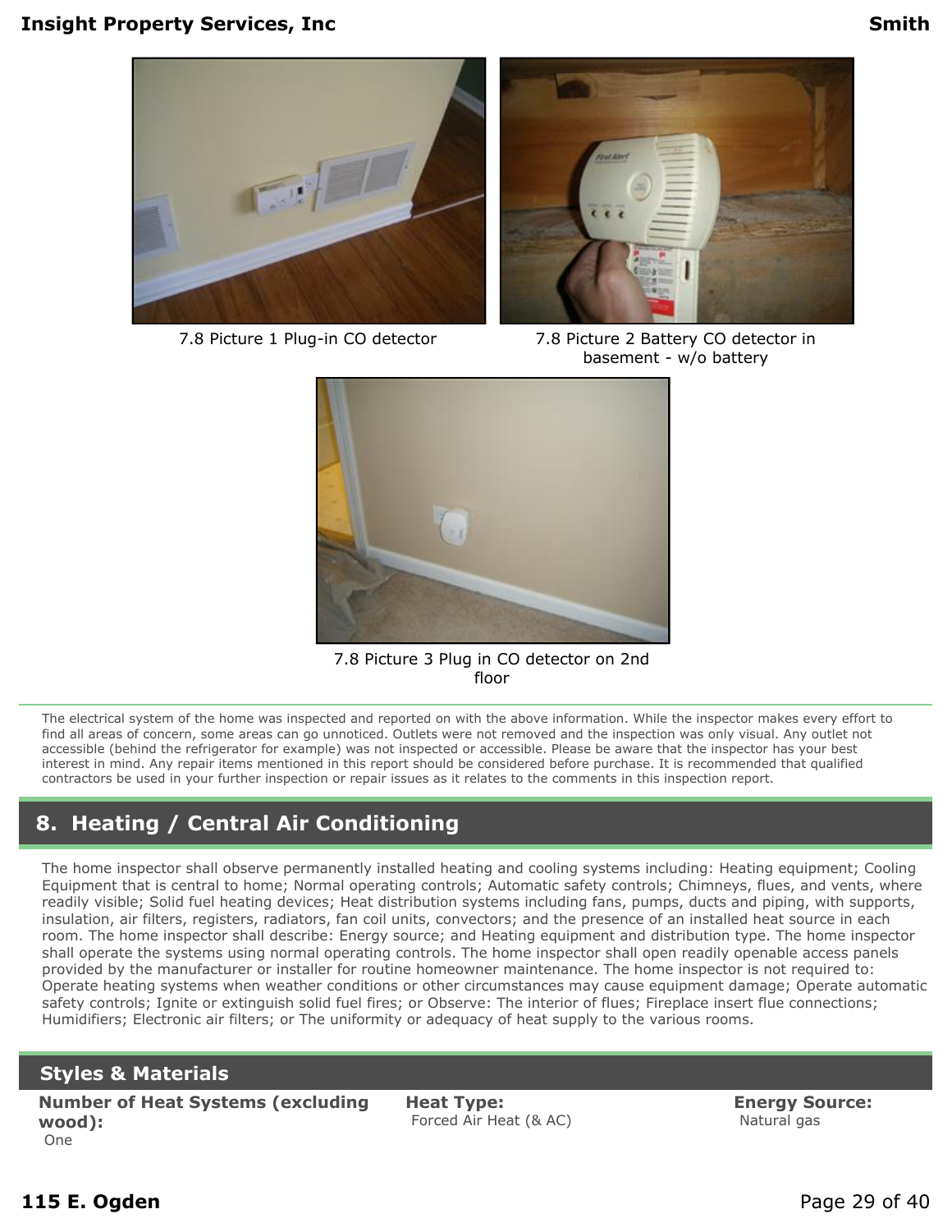7.8 Picture 1 Plug-in CO detector

7.8 Picture 2 Battery CO detector in basement - w/o battery

7.8 Picture 3 Plug in CO detector on 2nd floor

The electrical system of the home was inspected and reported on with the above information. While the inspector makes every effort to find all areas of concern, some areas can go unnoticed. Outlets were not removed and the inspection was only visual. Any outlet not accessible (behind the refrigerator for example) was not inspected or accessible. Please be aware that the inspector has your best interest in mind. Any repair items mentioned in this report should be considered before purchase. It is recommended that qualified contractors be used in your further inspection or repair issues as it relates to the comments in this inspection report.

## 8. Heating / Central Air Conditioning

The home inspector shall observe permanently installed heating and cooling systems including: Heating equipment; Cooling Equipment that is central to home; Normal operating controls; Automatic safety controls; Chimneys, flues, and vents, where readily visible; Solid fuel heating devices; Heat distribution systems including fans, pumps, ducts and piping, with supports, insulation, air filters, registers, radiators, fan coil units, convectors; and the presence of an installed heat source in each room. The home inspector shall describe: Energy source; and Heating equipment and distribution type. The home inspector shall operate the systems using normal operating controls. The home inspector shall open readily openable access panels provided by the manufacturer or installer for routine homeowner maintenance. The home inspector is not required to: Operate heating systems when weather conditions or other circumstances may cause equipment damage; Operate automatic safety controls; Ignite or extinguish solid fuel fires; or Observe: The interior of flues; Fireplace insert flue connections; Humidifiers; Electronic air filters; or The uniformity or adequacy of heat supply to the various rooms.

### Styles & Materials

**Number of Heat Systems (excluding wood):**
One

**Heat Type:**
Forced Air Heat (& AC)

**Energy Source:**
Natural gas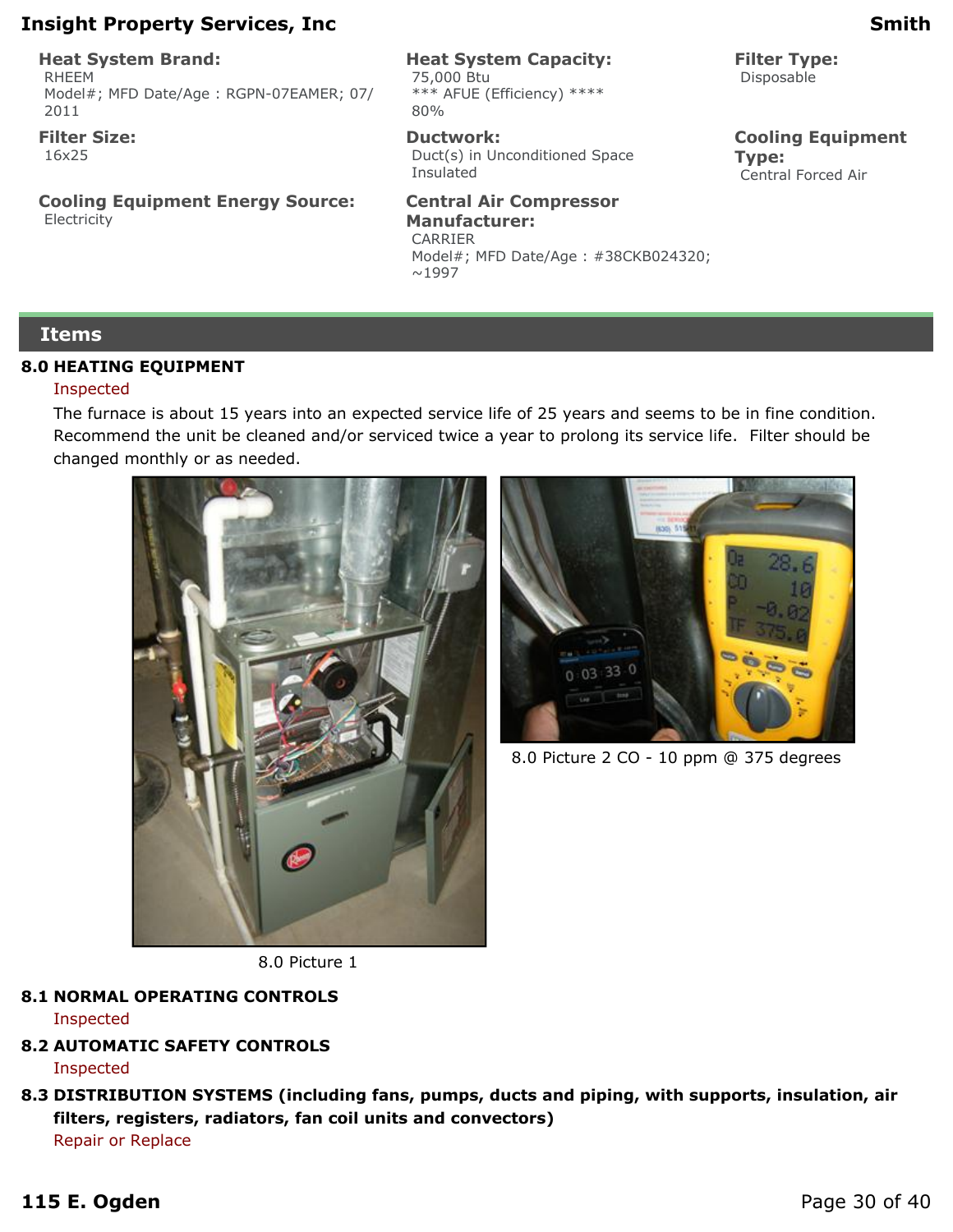**Heat System Brand:**
RHEEM
Model#; MFD Date/Age : RGPN-07EAMER; 07/2011

**Heat System Capacity:**
75,000 Btu
*** AFUE (Efficiency) ****
80%

**Filter Type:**
Disposable

**Filter Size:**
16x25

**Ductwork:**
Duct(s) in Unconditioned Space
Insulated

**Cooling Equipment Type:**
Central Forced Air

**Cooling Equipment Energy Source:**
Electricity

**Central Air Compressor Manufacturer:**
CARRIER
Model#; MFD Date/Age : #38CKB024320; ~1997

## Items

### 8.0 HEATING EQUIPMENT

Inspected

The furnace is about 15 years into an expected service life of 25 years and seems to be in fine condition. Recommend the unit be cleaned and/or serviced twice a year to prolong its service life. Filter should be changed monthly or as needed.

8.0 Picture 1

8.0 Picture 2 CO - 10 ppm @ 375 degrees

### 8.1 NORMAL OPERATING CONTROLS

Inspected

### 8.2 AUTOMATIC SAFETY CONTROLS

Inspected

### 8.3 DISTRIBUTION SYSTEMS (including fans, pumps, ducts and piping, with supports, insulation, air filters, registers, radiators, fan coil units and convectors)

Repair or Replace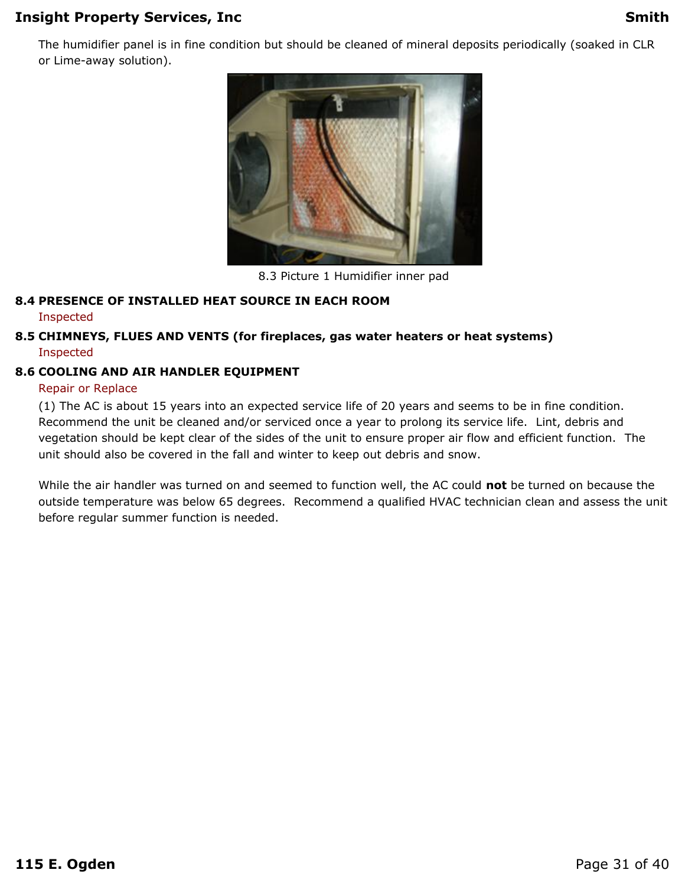The humidifier panel is in fine condition but should be cleaned of mineral deposits periodically (soaked in CLR or Lime-away solution).

8.3 Picture 1 Humidifier inner pad

### 8.4 PRESENCE OF INSTALLED HEAT SOURCE IN EACH ROOM

Inspected

### 8.5 CHIMNEYS, FLUES AND VENTS (for fireplaces, gas water heaters or heat systems)

Inspected

### 8.6 COOLING AND AIR HANDLER EQUIPMENT

Repair or Replace

(1) The AC is about 15 years into an expected service life of 20 years and seems to be in fine condition. Recommend the unit be cleaned and/or serviced once a year to prolong its service life. Lint, debris and vegetation should be kept clear of the sides of the unit to ensure proper air flow and efficient function. The unit should also be covered in the fall and winter to keep out debris and snow.

While the air handler was turned on and seemed to function well, the AC could **not** be turned on because the outside temperature was below 65 degrees. Recommend a qualified HVAC technician clean and assess the unit before regular summer function is needed.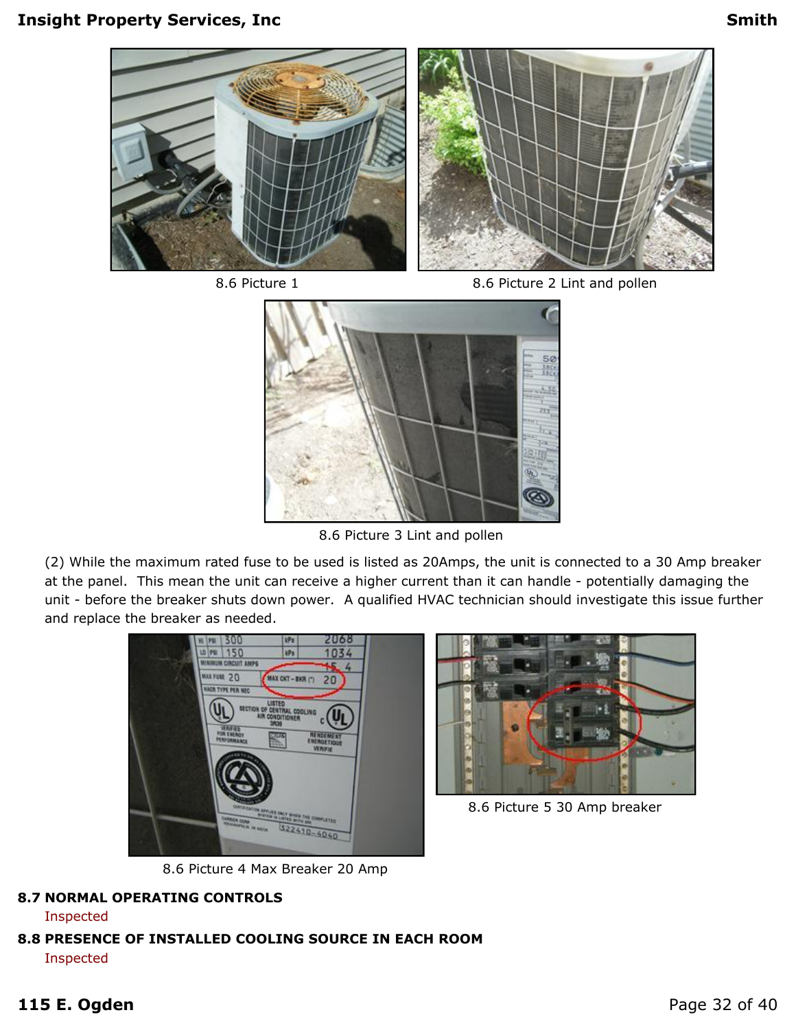8.6 Picture 1

8.6 Picture 2 Lint and pollen

8.6 Picture 3 Lint and pollen

(2) While the maximum rated fuse to be used is listed as 20Amps, the unit is connected to a 30 Amp breaker at the panel. This mean the unit can receive a higher current than it can handle - potentially damaging the unit - before the breaker shuts down power. A qualified HVAC technician should investigate this issue further and replace the breaker as needed.

8.6 Picture 4 Max Breaker 20 Amp

8.6 Picture 5 30 Amp breaker

**8.7 NORMAL OPERATING CONTROLS**

Inspected

**8.8 PRESENCE OF INSTALLED COOLING SOURCE IN EACH ROOM**

Inspected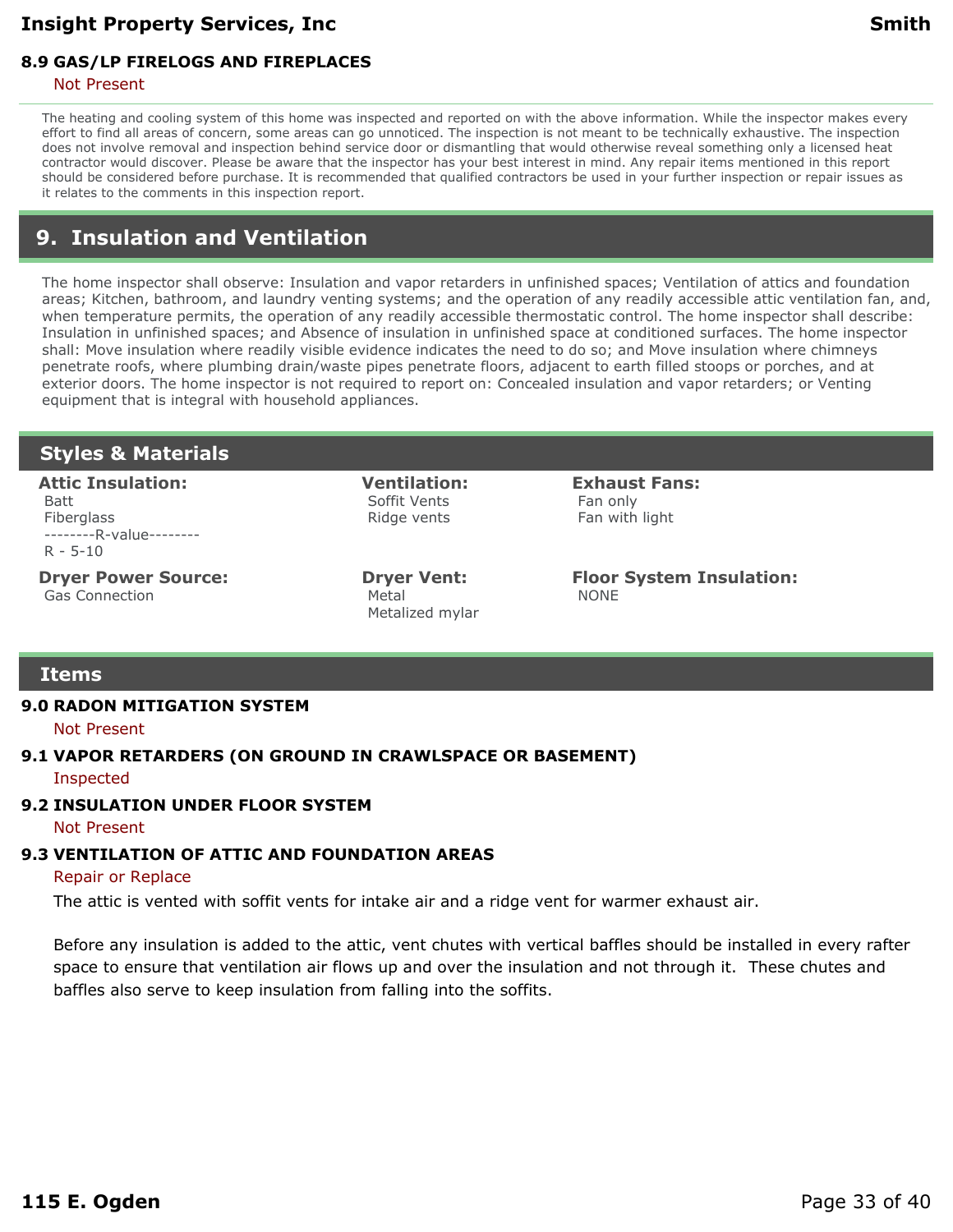### 8.9 GAS/LP FIRELOGS AND FIREPLACES

Not Present

The heating and cooling system of this home was inspected and reported on with the above information. While the inspector makes every effort to find all areas of concern, some areas can go unnoticed. The inspection is not meant to be technically exhaustive. The inspection does not involve removal and inspection behind service door or dismantling that would otherwise reveal something only a licensed heat contractor would discover. Please be aware that the inspector has your best interest in mind. Any repair items mentioned in this report should be considered before purchase. It is recommended that qualified contractors be used in your further inspection or repair issues as it relates to the comments in this inspection report.

# 9. Insulation and Ventilation

The home inspector shall observe: Insulation and vapor retarders in unfinished spaces; Ventilation of attics and foundation areas; Kitchen, bathroom, and laundry venting systems; and the operation of any readily accessible attic ventilation fan, and, when temperature permits, the operation of any readily accessible thermostatic control. The home inspector shall describe: Insulation in unfinished spaces; and Absence of insulation in unfinished space at conditioned surfaces. The home inspector shall: Move insulation where readily visible evidence indicates the need to do so; and Move insulation where chimneys penetrate roofs, where plumbing drain/waste pipes penetrate floors, adjacent to earth filled stoops or porches, and at exterior doors. The home inspector is not required to report on: Concealed insulation and vapor retarders; or Venting equipment that is integral with household appliances.

## Styles & Materials

**Attic Insulation:**
Batt
Fiberglass
--------R-value--------
R - 5-10

**Ventilation:**
Soffit Vents
Ridge vents

**Exhaust Fans:**
Fan only
Fan with light

**Dryer Power Source:**
Gas Connection

**Dryer Vent:**
Metal
Metalized mylar

**Floor System Insulation:**
NONE

## Items

### 9.0 RADON MITIGATION SYSTEM

Not Present

### 9.1 VAPOR RETARDERS (ON GROUND IN CRAWLSPACE OR BASEMENT)

Inspected

### 9.2 INSULATION UNDER FLOOR SYSTEM

Not Present

### 9.3 VENTILATION OF ATTIC AND FOUNDATION AREAS

Repair or Replace

The attic is vented with soffit vents for intake air and a ridge vent for warmer exhaust air.

Before any insulation is added to the attic, vent chutes with vertical baffles should be installed in every rafter space to ensure that ventilation air flows up and over the insulation and not through it. These chutes and baffles also serve to keep insulation from falling into the soffits.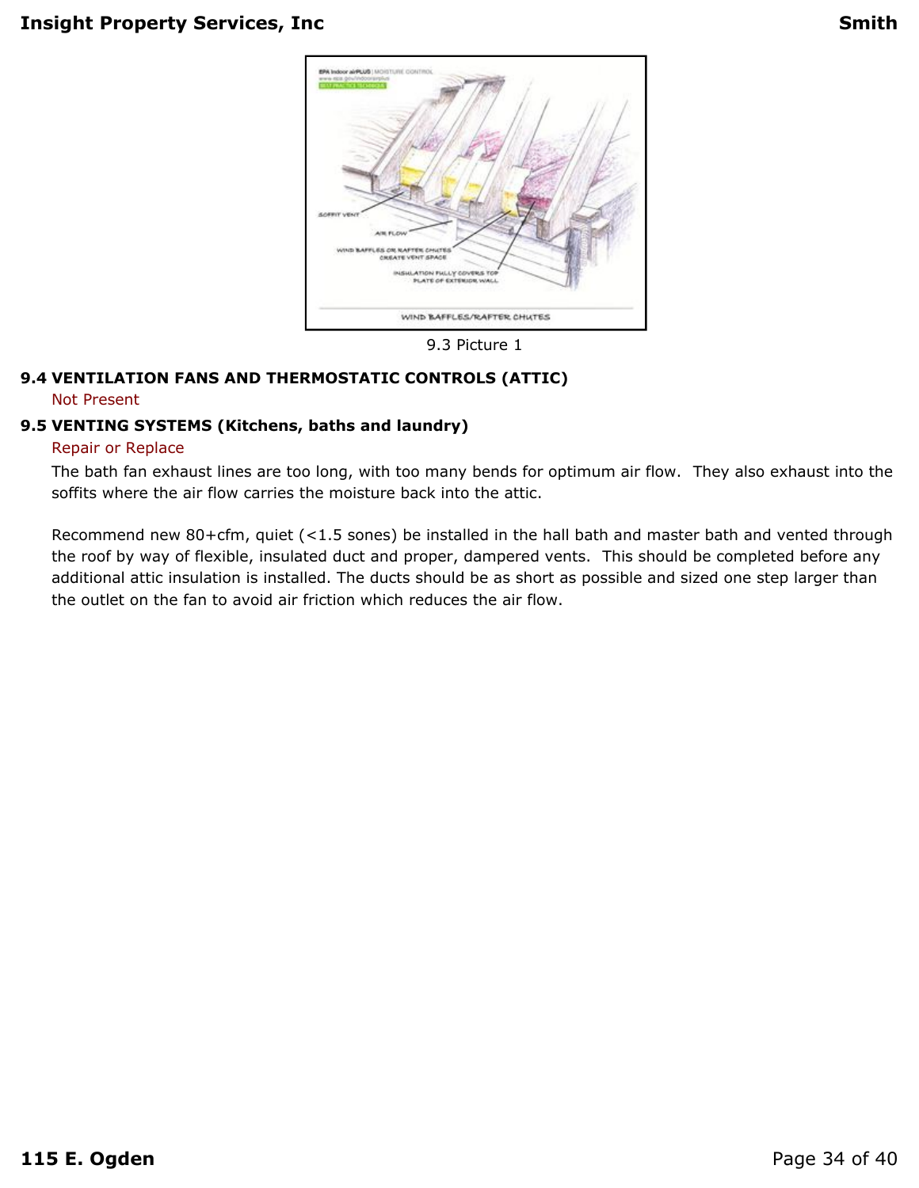9.3 Picture 1

**9.4 VENTILATION FANS AND THERMOSTATIC CONTROLS (ATTIC)**

Not Present

**9.5 VENTING SYSTEMS (Kitchens, baths and laundry)**

Repair or Replace

The bath fan exhaust lines are too long, with too many bends for optimum air flow. They also exhaust into the soffits where the air flow carries the moisture back into the attic.

Recommend new 80+cfm, quiet (<1.5 sones) be installed in the hall bath and master bath and vented through the roof by way of flexible, insulated duct and proper, dampered vents. This should be completed before any additional attic insulation is installed. The ducts should be as short as possible and sized one step larger than the outlet on the fan to avoid air friction which reduces the air flow.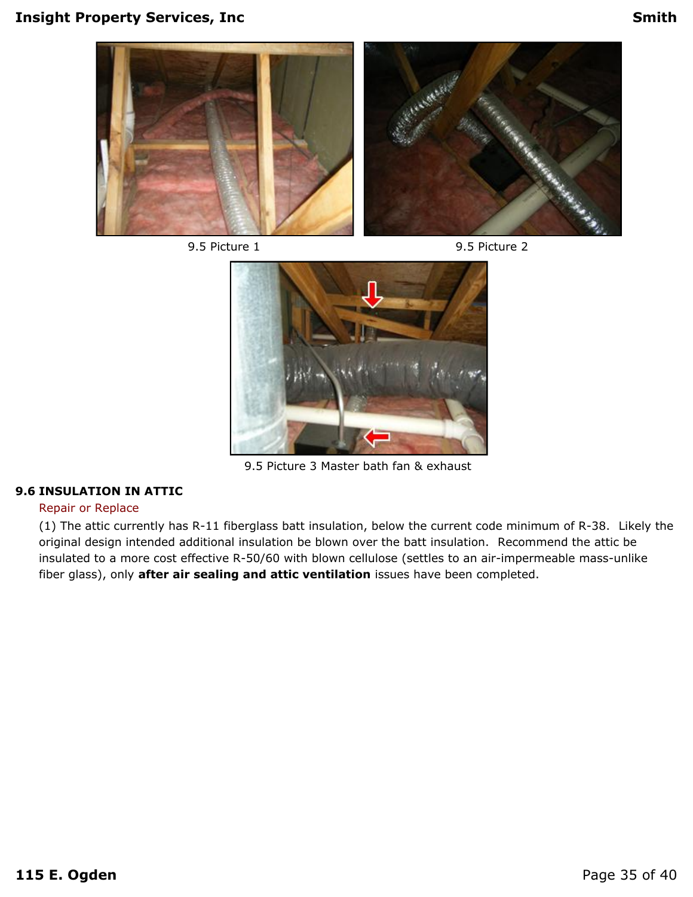9.5 Picture 1

9.5 Picture 2

9.5 Picture 3 Master bath fan & exhaust

### 9.6 INSULATION IN ATTIC

Repair or Replace

(1) The attic currently has R-11 fiberglass batt insulation, below the current code minimum of R-38. Likely the original design intended additional insulation be blown over the batt insulation. Recommend the attic be insulated to a more cost effective R-50/60 with blown cellulose (settles to an air-impermeable mass-unlike fiber glass), only **after air sealing and attic ventilation** issues have been completed.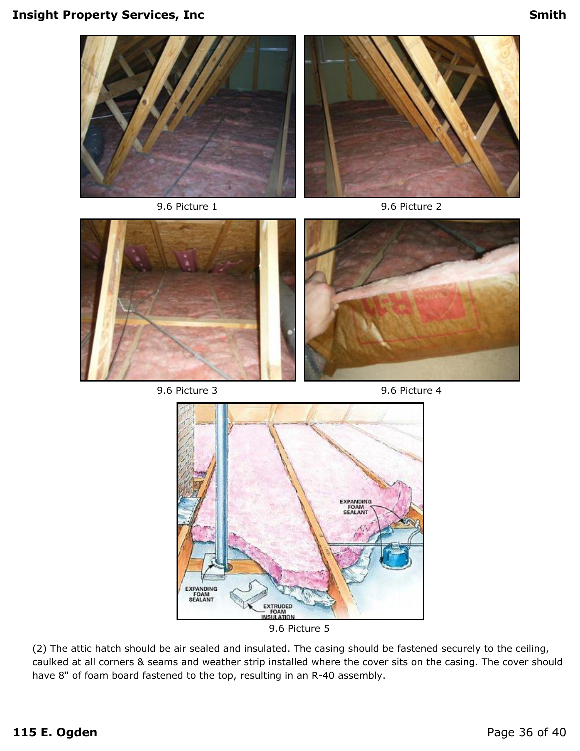9.6 Picture 1

9.6 Picture 2

9.6 Picture 3

9.6 Picture 4

9.6 Picture 5

(2) The attic hatch should be air sealed and insulated. The casing should be fastened securely to the ceiling, caulked at all corners & seams and weather strip installed where the cover sits on the casing. The cover should have 8" of foam board fastened to the top, resulting in an R-40 assembly.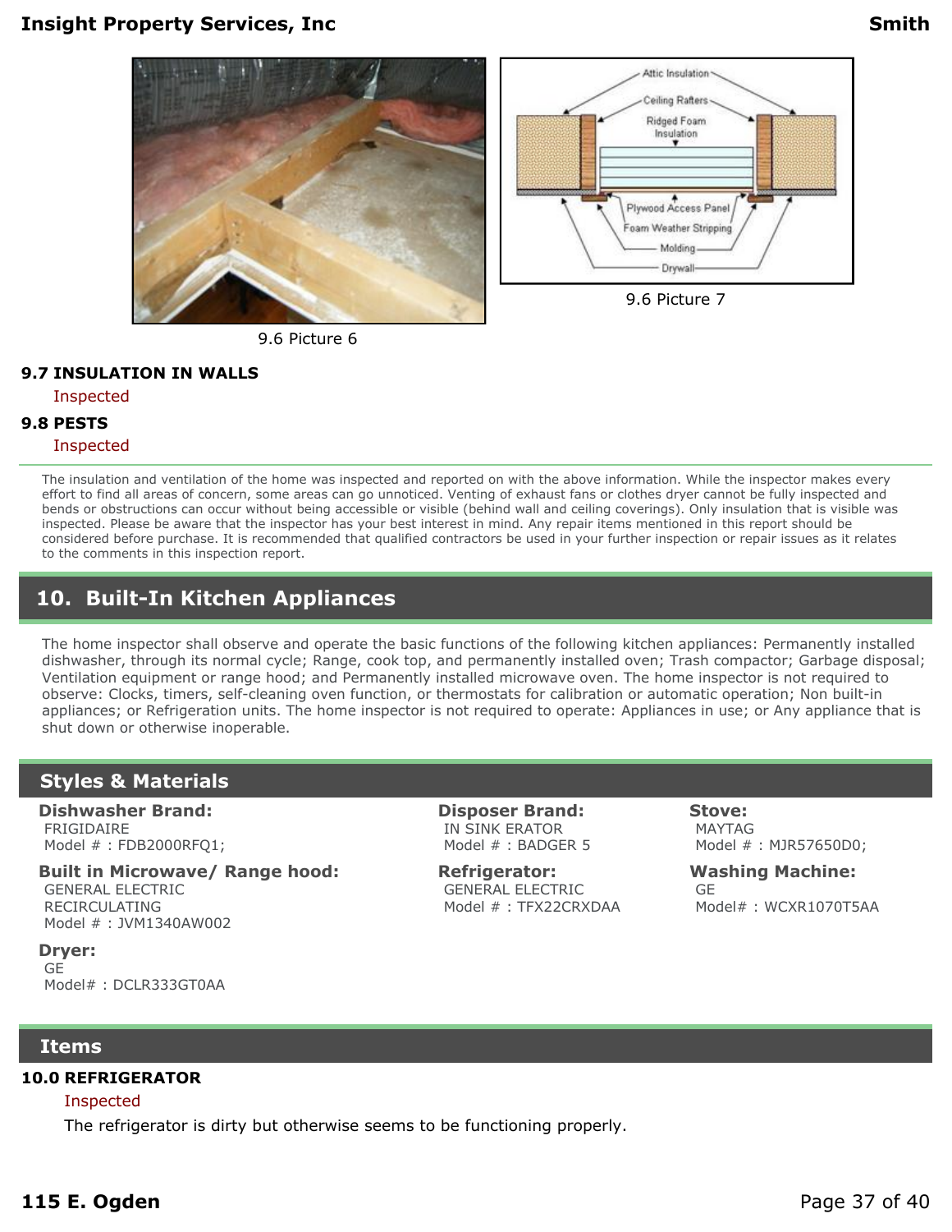9.6 Picture 6

9.6 Picture 7

### 9.7 INSULATION IN WALLS

Inspected

### 9.8 PESTS

Inspected

The insulation and ventilation of the home was inspected and reported on with the above information. While the inspector makes every effort to find all areas of concern, some areas can go unnoticed. Venting of exhaust fans or clothes dryer cannot be fully inspected and bends or obstructions can occur without being accessible or visible (behind wall and ceiling coverings). Only insulation that is visible was inspected. Please be aware that the inspector has your best interest in mind. Any repair items mentioned in this report should be considered before purchase. It is recommended that qualified contractors be used in your further inspection or repair issues as it relates to the comments in this inspection report.

# 10. Built-In Kitchen Appliances

The home inspector shall observe and operate the basic functions of the following kitchen appliances: Permanently installed dishwasher, through its normal cycle; Range, cook top, and permanently installed oven; Trash compactor; Garbage disposal; Ventilation equipment or range hood; and Permanently installed microwave oven. The home inspector is not required to observe: Clocks, timers, self-cleaning oven function, or thermostats for calibration or automatic operation; Non built-in appliances; or Refrigeration units. The home inspector is not required to operate: Appliances in use; or Any appliance that is shut down or otherwise inoperable.

## Styles & Materials

**Dishwasher Brand:**
FRIGIDAIRE
Model # : FDB2000RFQ1;

**Built in Microwave/ Range hood:**
GENERAL ELECTRIC
RECIRCULATING
Model # : JVM1340AW002

**Dryer:**
GE
Model# : DCLR333GT0AA

**Disposer Brand:**
IN SINK ERATOR
Model # : BADGER 5

**Refrigerator:**
GENERAL ELECTRIC
Model # : TFX22CRXDAA

**Stove:**
MAYTAG
Model # : MJR57650D0;

**Washing Machine:**
GE
Model# : WCXR1070T5AA

## Items

### 10.0 REFRIGERATOR

Inspected

The refrigerator is dirty but otherwise seems to be functioning properly.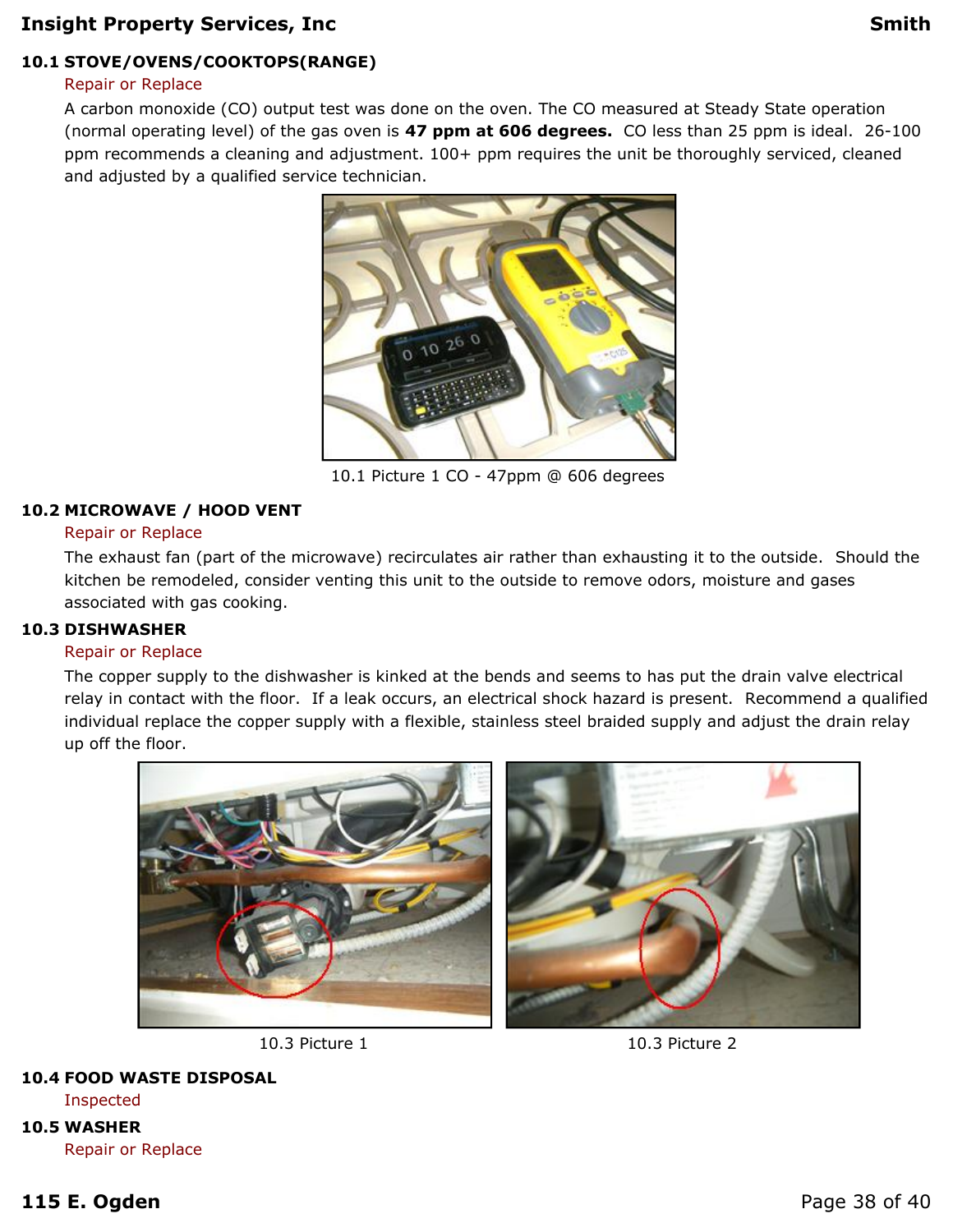### 10.1 STOVE/OVENS/COOKTOPS(RANGE)

Repair or Replace

A carbon monoxide (CO) output test was done on the oven. The CO measured at Steady State operation (normal operating level) of the gas oven is **47 ppm at 606 degrees.** CO less than 25 ppm is ideal. 26-100 ppm recommends a cleaning and adjustment. 100+ ppm requires the unit be thoroughly serviced, cleaned and adjusted by a qualified service technician.

10.1 Picture 1 CO - 47ppm @ 606 degrees

### 10.2 MICROWAVE / HOOD VENT

Repair or Replace

The exhaust fan (part of the microwave) recirculates air rather than exhausting it to the outside. Should the kitchen be remodeled, consider venting this unit to the outside to remove odors, moisture and gases associated with gas cooking.

### 10.3 DISHWASHER

Repair or Replace

The copper supply to the dishwasher is kinked at the bends and seems to has put the drain valve electrical relay in contact with the floor. If a leak occurs, an electrical shock hazard is present. Recommend a qualified individual replace the copper supply with a flexible, stainless steel braided supply and adjust the drain relay up off the floor.

10.3 Picture 1

10.3 Picture 2

### 10.4 FOOD WASTE DISPOSAL

Inspected

### 10.5 WASHER

Repair or Replace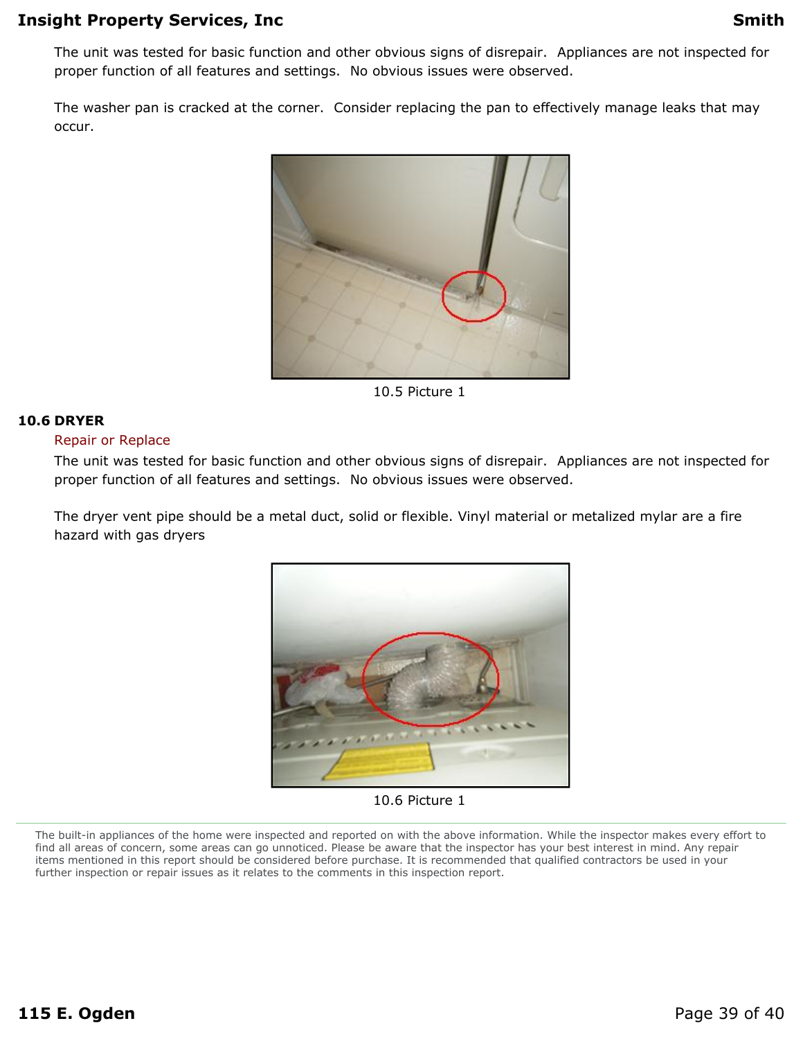The unit was tested for basic function and other obvious signs of disrepair. Appliances are not inspected for proper function of all features and settings. No obvious issues were observed.

The washer pan is cracked at the corner. Consider replacing the pan to effectively manage leaks that may occur.

10.5 Picture 1

### 10.6 DRYER

Repair or Replace

The unit was tested for basic function and other obvious signs of disrepair. Appliances are not inspected for proper function of all features and settings. No obvious issues were observed.

The dryer vent pipe should be a metal duct, solid or flexible. Vinyl material or metalized mylar are a fire hazard with gas dryers

10.6 Picture 1

The built-in appliances of the home were inspected and reported on with the above information. While the inspector makes every effort to find all areas of concern, some areas can go unnoticed. Please be aware that the inspector has your best interest in mind. Any repair items mentioned in this report should be considered before purchase. It is recommended that qualified contractors be used in your further inspection or repair issues as it relates to the comments in this inspection report.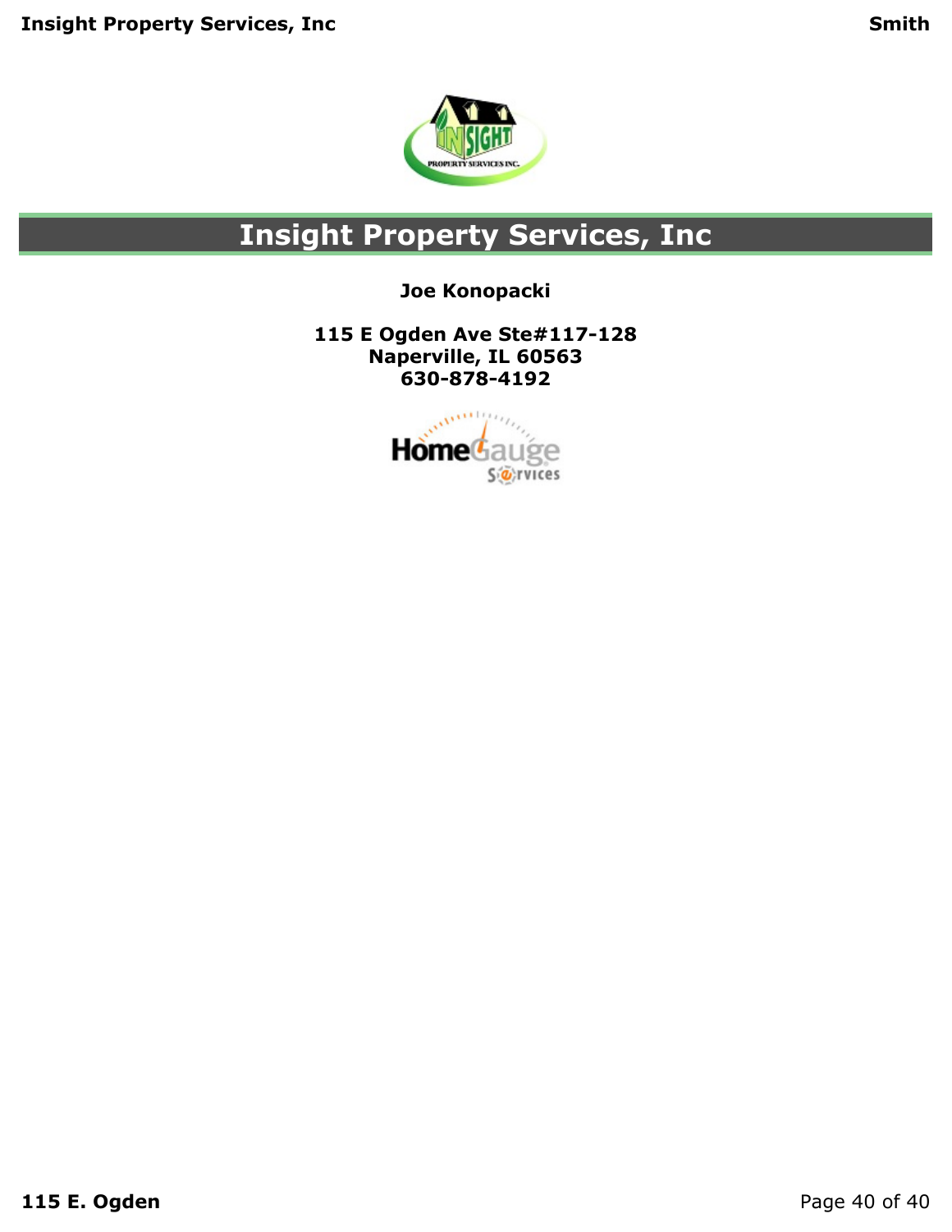# Insight Property Services, Inc

**Joe Konopacki**

**115 E Ogden Ave Ste#117-128**
**Naperville, IL 60563**
**630-878-4192**